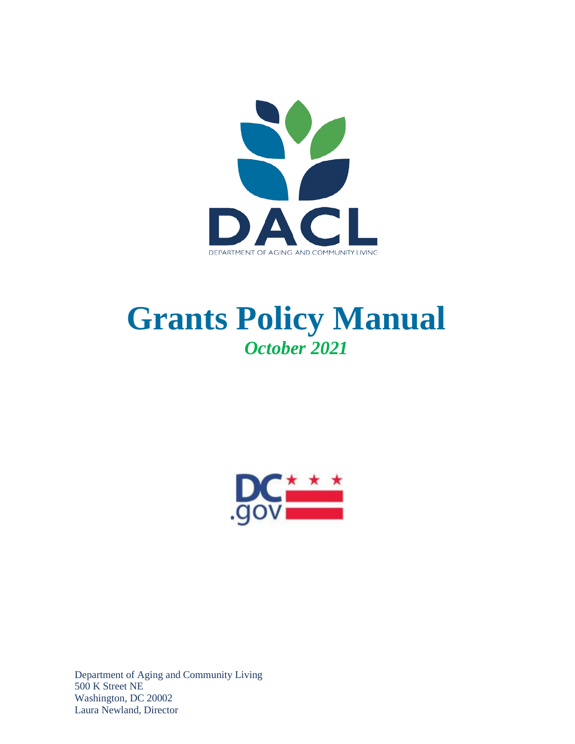DACL

DEPARTMENT OF AGING AND COMMUNITY LIVING

# Grants Policy Manual

***October 2021***

DC.gov

Department of Aging and Community Living
500 K Street NE
Washington, DC 20002
Laura Newland, Director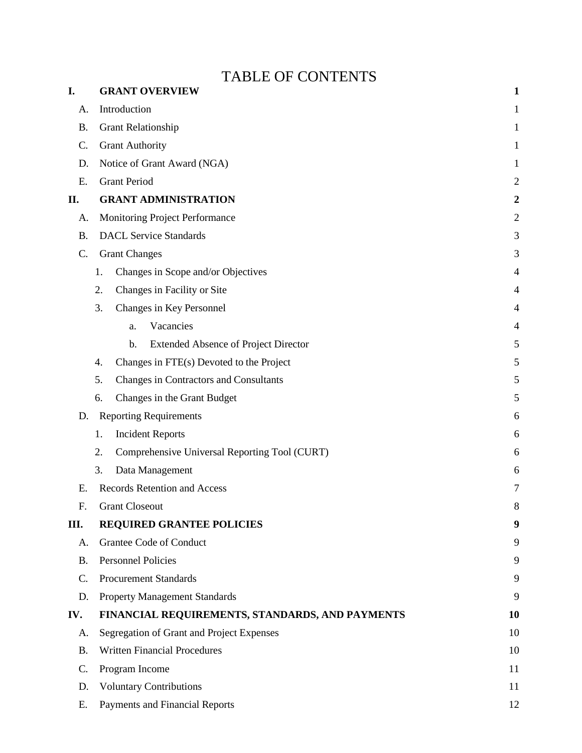# TABLE OF CONTENTS

| | | |
|---|---|---|
| **I.** | **GRANT OVERVIEW** | **1** |
| A. | Introduction | 1 |
| B. | Grant Relationship | 1 |
| C. | Grant Authority | 1 |
| D. | Notice of Grant Award (NGA) | 1 |
| E. | Grant Period | 2 |
| **II.** | **GRANT ADMINISTRATION** | **2** |
| A. | Monitoring Project Performance | 2 |
| B. | DACL Service Standards | 3 |
| C. | Grant Changes | 3 |
| 1. | Changes in Scope and/or Objectives | 4 |
| 2. | Changes in Facility or Site | 4 |
| 3. | Changes in Key Personnel | 4 |
| a. | Vacancies | 4 |
| b. | Extended Absence of Project Director | 5 |
| 4. | Changes in FTE(s) Devoted to the Project | 5 |
| 5. | Changes in Contractors and Consultants | 5 |
| 6. | Changes in the Grant Budget | 5 |
| D. | Reporting Requirements | 6 |
| 1. | Incident Reports | 6 |
| 2. | Comprehensive Universal Reporting Tool (CURT) | 6 |
| 3. | Data Management | 6 |
| E. | Records Retention and Access | 7 |
| F. | Grant Closeout | 8 |
| **III.** | **REQUIRED GRANTEE POLICIES** | **9** |
| A. | Grantee Code of Conduct | 9 |
| B. | Personnel Policies | 9 |
| C. | Procurement Standards | 9 |
| D. | Property Management Standards | 9 |
| **IV.** | **FINANCIAL REQUIREMENTS, STANDARDS, AND PAYMENTS** | **10** |
| A. | Segregation of Grant and Project Expenses | 10 |
| B. | Written Financial Procedures | 10 |
| C. | Program Income | 11 |
| D. | Voluntary Contributions | 11 |
| E. | Payments and Financial Reports | 12 |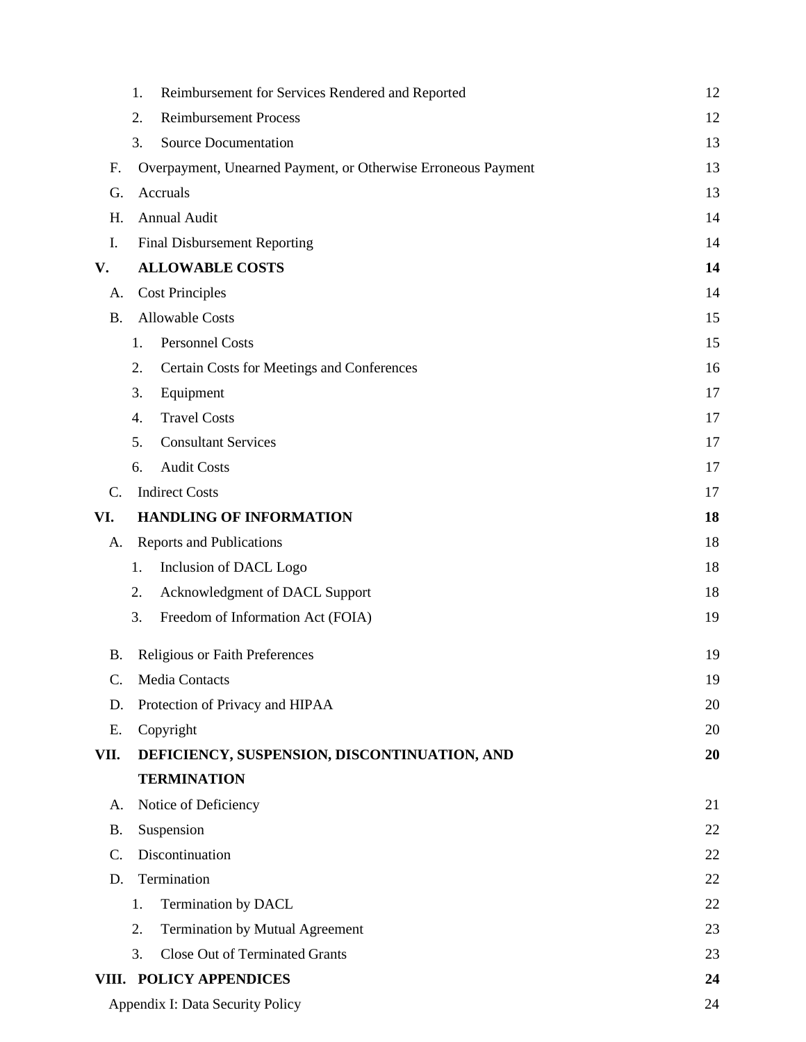1. Reimbursement for Services Rendered and Reported 12
2. Reimbursement Process 12
3. Source Documentation 13

F. Overpayment, Unearned Payment, or Otherwise Erroneous Payment 13

G. Accruals 13

H. Annual Audit 14

I. Final Disbursement Reporting 14

**V. ALLOWABLE COSTS 14**

A. Cost Principles 14

B. Allowable Costs 15

1. Personnel Costs 15
2. Certain Costs for Meetings and Conferences 16
3. Equipment 17
4. Travel Costs 17
5. Consultant Services 17
6. Audit Costs 17

C. Indirect Costs 17

**VI. HANDLING OF INFORMATION 18**

A. Reports and Publications 18

1. Inclusion of DACL Logo 18
2. Acknowledgment of DACL Support 18
3. Freedom of Information Act (FOIA) 19

B. Religious or Faith Preferences 19

C. Media Contacts 19

D. Protection of Privacy and HIPAA 20

E. Copyright 20

**VII. DEFICIENCY, SUSPENSION, DISCONTINUATION, AND TERMINATION 20**

A. Notice of Deficiency 21

B. Suspension 22

C. Discontinuation 22

D. Termination 22

1. Termination by DACL 22
2. Termination by Mutual Agreement 23
3. Close Out of Terminated Grants 23

**VIII. POLICY APPENDICES 24**

Appendix I: Data Security Policy 24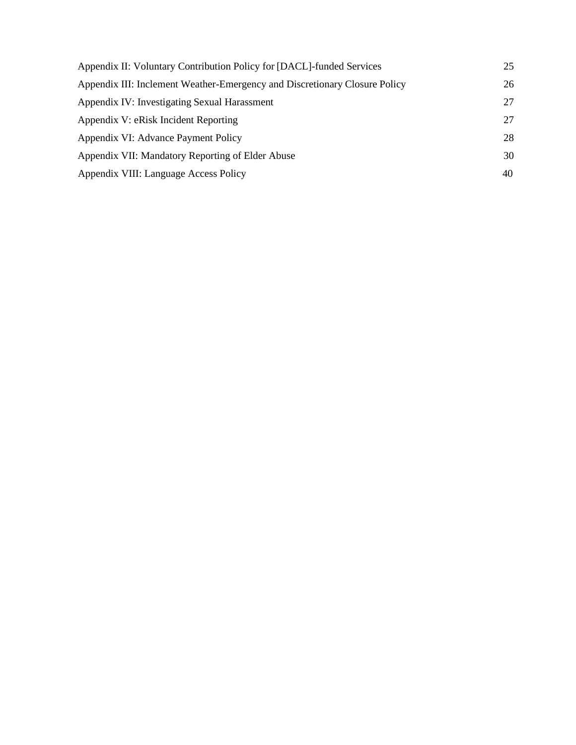| | |
|---|---|
| Appendix II: Voluntary Contribution Policy for [DACL]-funded Services | 25 |
| Appendix III: Inclement Weather-Emergency and Discretionary Closure Policy | 26 |
| Appendix IV: Investigating Sexual Harassment | 27 |
| Appendix V: eRisk Incident Reporting | 27 |
| Appendix VI: Advance Payment Policy | 28 |
| Appendix VII: Mandatory Reporting of Elder Abuse | 30 |
| Appendix VIII: Language Access Policy | 40 |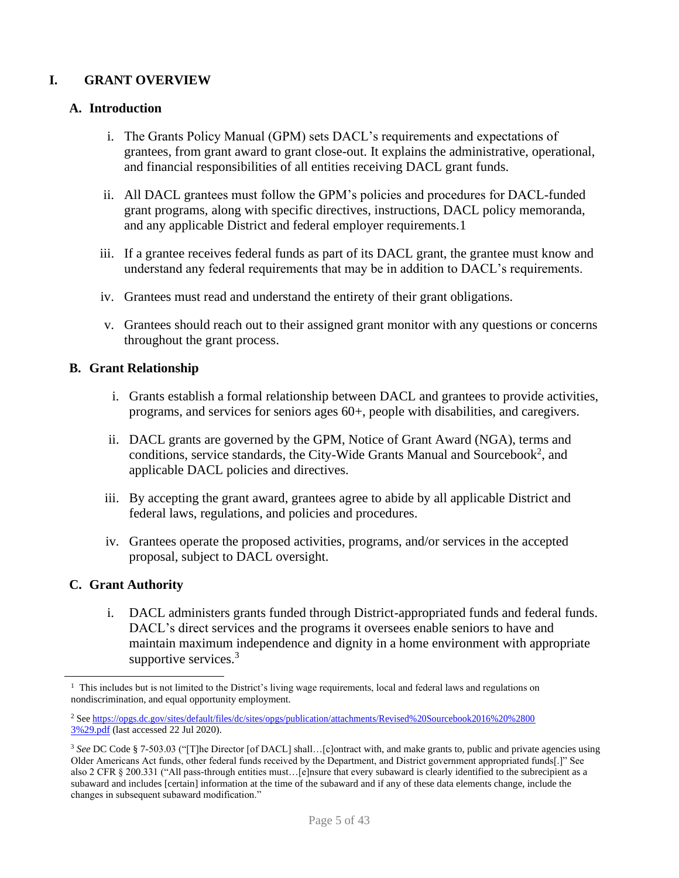# I. GRANT OVERVIEW

## A. Introduction

i. The Grants Policy Manual (GPM) sets DACL's requirements and expectations of grantees, from grant award to grant close-out. It explains the administrative, operational, and financial responsibilities of all entities receiving DACL grant funds.

ii. All DACL grantees must follow the GPM's policies and procedures for DACL-funded grant programs, along with specific directives, instructions, DACL policy memoranda, and any applicable District and federal employer requirements.1

iii. If a grantee receives federal funds as part of its DACL grant, the grantee must know and understand any federal requirements that may be in addition to DACL's requirements.

iv. Grantees must read and understand the entirety of their grant obligations.

v. Grantees should reach out to their assigned grant monitor with any questions or concerns throughout the grant process.

## B. Grant Relationship

i. Grants establish a formal relationship between DACL and grantees to provide activities, programs, and services for seniors ages 60+, people with disabilities, and caregivers.

ii. DACL grants are governed by the GPM, Notice of Grant Award (NGA), terms and conditions, service standards, the City-Wide Grants Manual and Sourcebook[2], and applicable DACL policies and directives.

iii. By accepting the grant award, grantees agree to abide by all applicable District and federal laws, regulations, and policies and procedures.

iv. Grantees operate the proposed activities, programs, and/or services in the accepted proposal, subject to DACL oversight.

## C. Grant Authority

i. DACL administers grants funded through District-appropriated funds and federal funds. DACL's direct services and the programs it oversees enable seniors to have and maintain maximum independence and dignity in a home environment with appropriate supportive services.[3]

---

[1] This includes but is not limited to the District's living wage requirements, local and federal laws and regulations on nondiscrimination, and equal opportunity employment.

[2] See https://opgs.dc.gov/sites/default/files/dc/sites/opgs/publication/attachments/Revised%20Sourcebook2016%20%28003%29.pdf (last accessed 22 Jul 2020).

[3] *See* DC Code § 7-503.03 ("[T]he Director [of DACL] shall…[c]ontract with, and make grants to, public and private agencies using Older Americans Act funds, other federal funds received by the Department, and District government appropriated funds[.]" See also 2 CFR § 200.331 ("All pass-through entities must…[e]nsure that every subaward is clearly identified to the subrecipient as a subaward and includes [certain] information at the time of the subaward and if any of these data elements change, include the changes in subsequent subaward modification."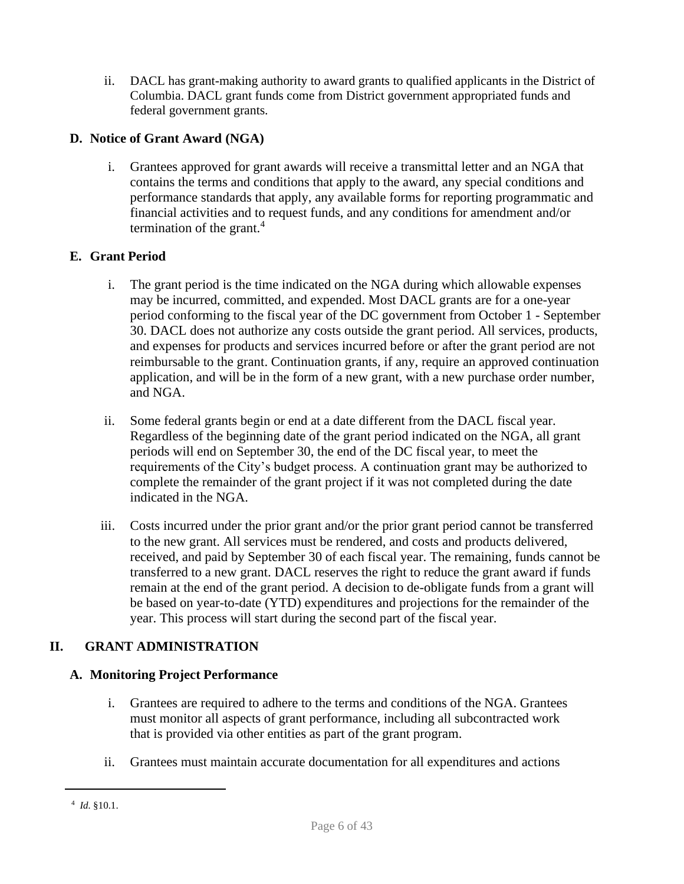ii. DACL has grant-making authority to award grants to qualified applicants in the District of Columbia. DACL grant funds come from District government appropriated funds and federal government grants.

### D. Notice of Grant Award (NGA)

i. Grantees approved for grant awards will receive a transmittal letter and an NGA that contains the terms and conditions that apply to the award, any special conditions and performance standards that apply, any available forms for reporting programmatic and financial activities and to request funds, and any conditions for amendment and/or termination of the grant.[4]

### E. Grant Period

i. The grant period is the time indicated on the NGA during which allowable expenses may be incurred, committed, and expended. Most DACL grants are for a one-year period conforming to the fiscal year of the DC government from October 1 - September 30. DACL does not authorize any costs outside the grant period. All services, products, and expenses for products and services incurred before or after the grant period are not reimbursable to the grant. Continuation grants, if any, require an approved continuation application, and will be in the form of a new grant, with a new purchase order number, and NGA.

ii. Some federal grants begin or end at a date different from the DACL fiscal year. Regardless of the beginning date of the grant period indicated on the NGA, all grant periods will end on September 30, the end of the DC fiscal year, to meet the requirements of the City's budget process. A continuation grant may be authorized to complete the remainder of the grant project if it was not completed during the date indicated in the NGA.

iii. Costs incurred under the prior grant and/or the prior grant period cannot be transferred to the new grant. All services must be rendered, and costs and products delivered, received, and paid by September 30 of each fiscal year. The remaining, funds cannot be transferred to a new grant. DACL reserves the right to reduce the grant award if funds remain at the end of the grant period. A decision to de-obligate funds from a grant will be based on year-to-date (YTD) expenditures and projections for the remainder of the year. This process will start during the second part of the fiscal year.

## II. GRANT ADMINISTRATION

### A. Monitoring Project Performance

i. Grantees are required to adhere to the terms and conditions of the NGA. Grantees must monitor all aspects of grant performance, including all subcontracted work that is provided via other entities as part of the grant program.

ii. Grantees must maintain accurate documentation for all expenditures and actions

---

[4] *Id.* §10.1.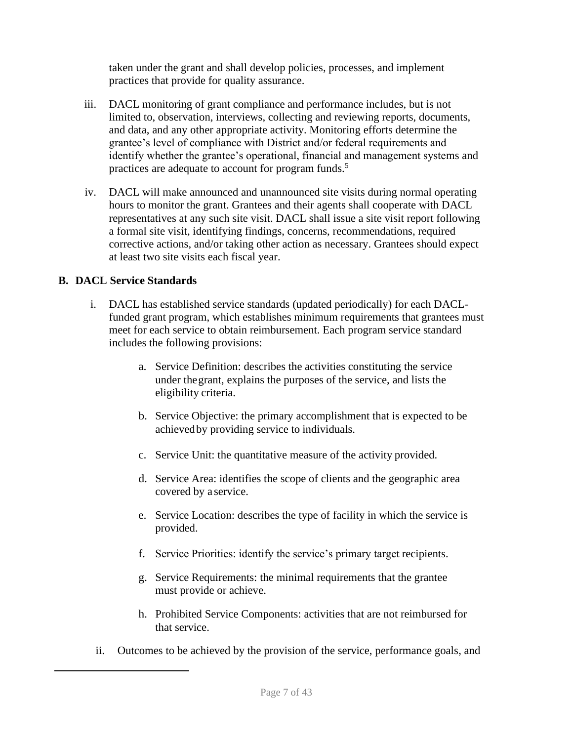taken under the grant and shall develop policies, processes, and implement practices that provide for quality assurance.

iii. DACL monitoring of grant compliance and performance includes, but is not limited to, observation, interviews, collecting and reviewing reports, documents, and data, and any other appropriate activity. Monitoring efforts determine the grantee's level of compliance with District and/or federal requirements and identify whether the grantee's operational, financial and management systems and practices are adequate to account for program funds.[5]

iv. DACL will make announced and unannounced site visits during normal operating hours to monitor the grant. Grantees and their agents shall cooperate with DACL representatives at any such site visit. DACL shall issue a site visit report following a formal site visit, identifying findings, concerns, recommendations, required corrective actions, and/or taking other action as necessary. Grantees should expect at least two site visits each fiscal year.

**B. DACL Service Standards**

i. DACL has established service standards (updated periodically) for each DACL-funded grant program, which establishes minimum requirements that grantees must meet for each service to obtain reimbursement. Each program service standard includes the following provisions:

   a. Service Definition: describes the activities constituting the service under the grant, explains the purposes of the service, and lists the eligibility criteria.

   b. Service Objective: the primary accomplishment that is expected to be achieved by providing service to individuals.

   c. Service Unit: the quantitative measure of the activity provided.

   d. Service Area: identifies the scope of clients and the geographic area covered by a service.

   e. Service Location: describes the type of facility in which the service is provided.

   f. Service Priorities: identify the service's primary target recipients.

   g. Service Requirements: the minimal requirements that the grantee must provide or achieve.

   h. Prohibited Service Components: activities that are not reimbursed for that service.

ii. Outcomes to be achieved by the provision of the service, performance goals, and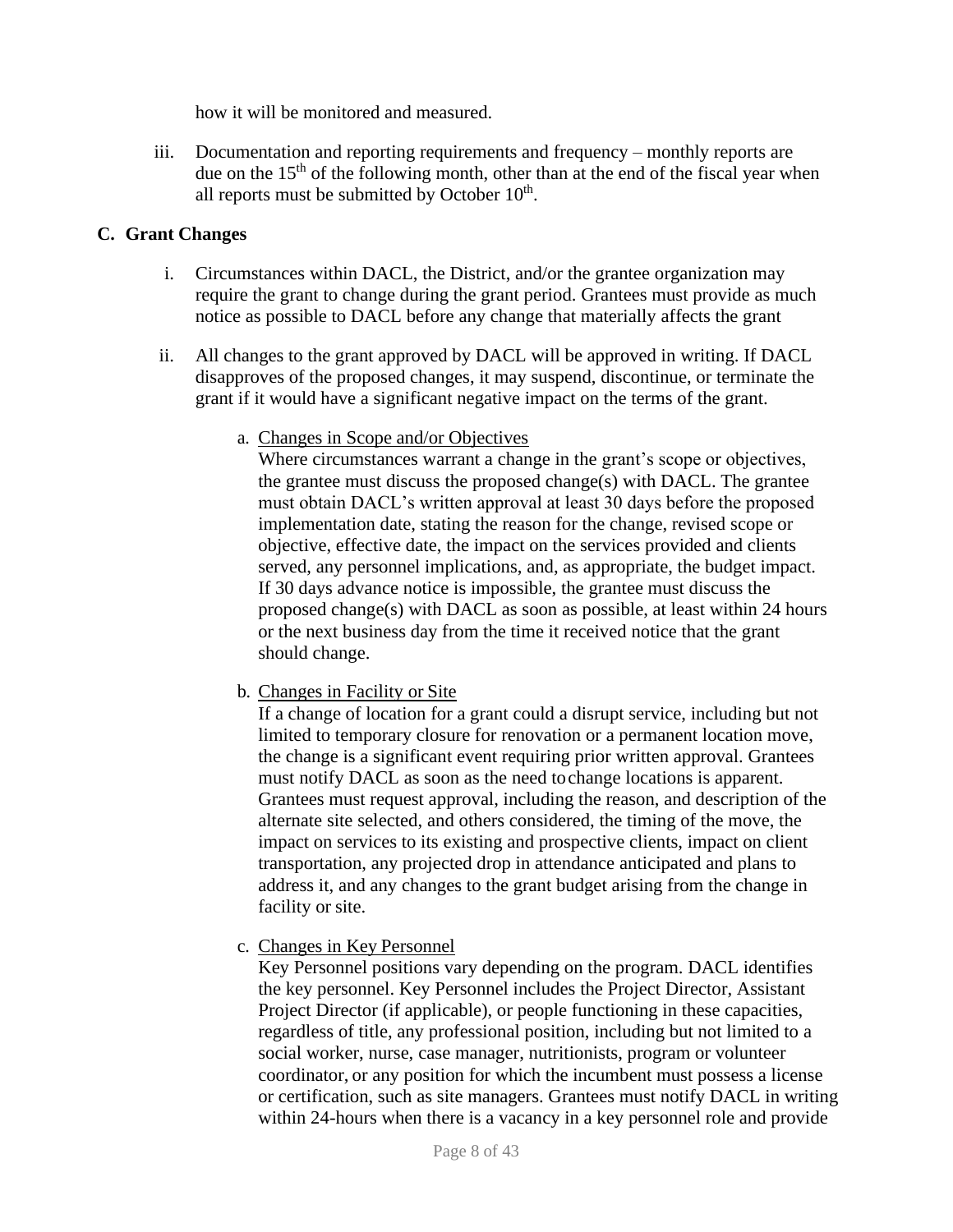how it will be monitored and measured.

iii. Documentation and reporting requirements and frequency – monthly reports are due on the 15th of the following month, other than at the end of the fiscal year when all reports must be submitted by October 10th.

## C. Grant Changes

i. Circumstances within DACL, the District, and/or the grantee organization may require the grant to change during the grant period. Grantees must provide as much notice as possible to DACL before any change that materially affects the grant

ii. All changes to the grant approved by DACL will be approved in writing. If DACL disapproves of the proposed changes, it may suspend, discontinue, or terminate the grant if it would have a significant negative impact on the terms of the grant.

a. <u>Changes in Scope and/or Objectives</u>
Where circumstances warrant a change in the grant's scope or objectives, the grantee must discuss the proposed change(s) with DACL. The grantee must obtain DACL's written approval at least 30 days before the proposed implementation date, stating the reason for the change, revised scope or objective, effective date, the impact on the services provided and clients served, any personnel implications, and, as appropriate, the budget impact. If 30 days advance notice is impossible, the grantee must discuss the proposed change(s) with DACL as soon as possible, at least within 24 hours or the next business day from the time it received notice that the grant should change.

b. <u>Changes in Facility or Site</u>
If a change of location for a grant could a disrupt service, including but not limited to temporary closure for renovation or a permanent location move, the change is a significant event requiring prior written approval. Grantees must notify DACL as soon as the need to change locations is apparent. Grantees must request approval, including the reason, and description of the alternate site selected, and others considered, the timing of the move, the impact on services to its existing and prospective clients, impact on client transportation, any projected drop in attendance anticipated and plans to address it, and any changes to the grant budget arising from the change in facility or site.

c. <u>Changes in Key Personnel</u>
Key Personnel positions vary depending on the program. DACL identifies the key personnel. Key Personnel includes the Project Director, Assistant Project Director (if applicable), or people functioning in these capacities, regardless of title, any professional position, including but not limited to a social worker, nurse, case manager, nutritionists, program or volunteer coordinator, or any position for which the incumbent must possess a license or certification, such as site managers. Grantees must notify DACL in writing within 24-hours when there is a vacancy in a key personnel role and provide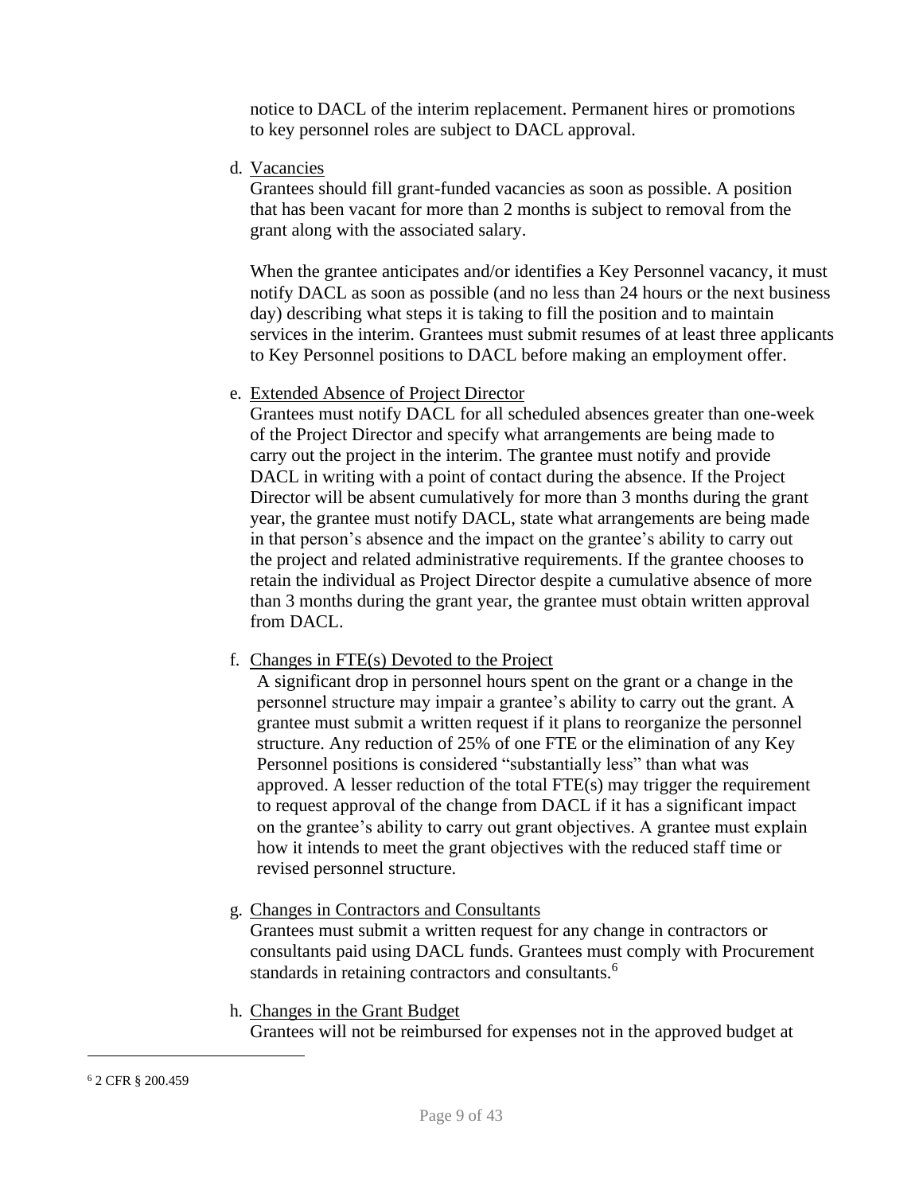notice to DACL of the interim replacement. Permanent hires or promotions to key personnel roles are subject to DACL approval.

d. Vacancies

Grantees should fill grant-funded vacancies as soon as possible. A position that has been vacant for more than 2 months is subject to removal from the grant along with the associated salary.

When the grantee anticipates and/or identifies a Key Personnel vacancy, it must notify DACL as soon as possible (and no less than 24 hours or the next business day) describing what steps it is taking to fill the position and to maintain services in the interim. Grantees must submit resumes of at least three applicants to Key Personnel positions to DACL before making an employment offer.

e. Extended Absence of Project Director

Grantees must notify DACL for all scheduled absences greater than one-week of the Project Director and specify what arrangements are being made to carry out the project in the interim. The grantee must notify and provide DACL in writing with a point of contact during the absence. If the Project Director will be absent cumulatively for more than 3 months during the grant year, the grantee must notify DACL, state what arrangements are being made in that person's absence and the impact on the grantee's ability to carry out the project and related administrative requirements. If the grantee chooses to retain the individual as Project Director despite a cumulative absence of more than 3 months during the grant year, the grantee must obtain written approval from DACL.

f. Changes in FTE(s) Devoted to the Project

A significant drop in personnel hours spent on the grant or a change in the personnel structure may impair a grantee's ability to carry out the grant. A grantee must submit a written request if it plans to reorganize the personnel structure. Any reduction of 25% of one FTE or the elimination of any Key Personnel positions is considered "substantially less" than what was approved. A lesser reduction of the total FTE(s) may trigger the requirement to request approval of the change from DACL if it has a significant impact on the grantee's ability to carry out grant objectives. A grantee must explain how it intends to meet the grant objectives with the reduced staff time or revised personnel structure.

g. Changes in Contractors and Consultants

Grantees must submit a written request for any change in contractors or consultants paid using DACL funds. Grantees must comply with Procurement standards in retaining contractors and consultants.[6]

h. Changes in the Grant Budget

Grantees will not be reimbursed for expenses not in the approved budget at

[6] 2 CFR § 200.459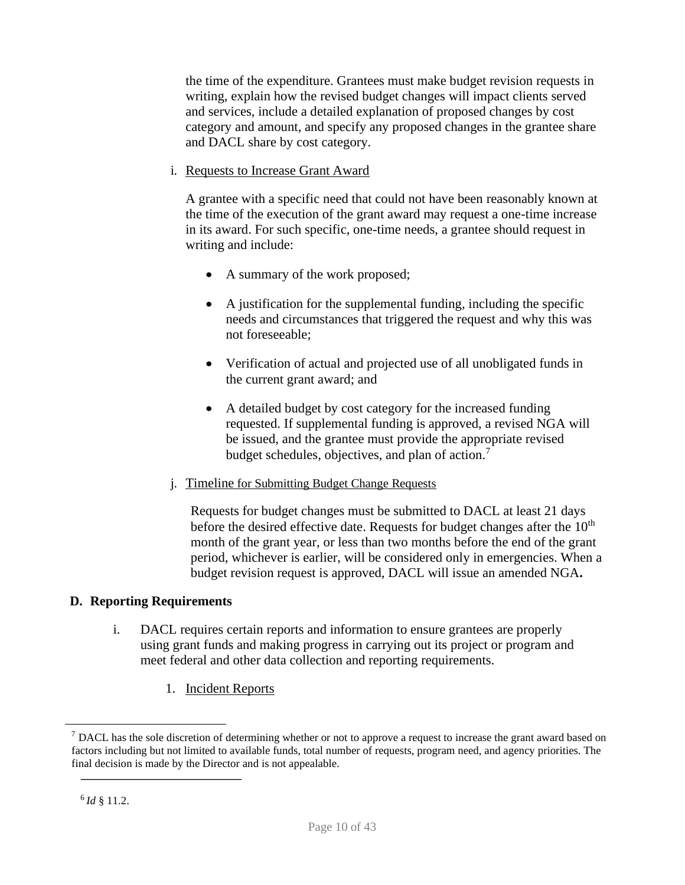the time of the expenditure. Grantees must make budget revision requests in writing, explain how the revised budget changes will impact clients served and services, include a detailed explanation of proposed changes by cost category and amount, and specify any proposed changes in the grantee share and DACL share by cost category.

i. Requests to Increase Grant Award

A grantee with a specific need that could not have been reasonably known at the time of the execution of the grant award may request a one-time increase in its award. For such specific, one-time needs, a grantee should request in writing and include:

- A summary of the work proposed;
- A justification for the supplemental funding, including the specific needs and circumstances that triggered the request and why this was not foreseeable;
- Verification of actual and projected use of all unobligated funds in the current grant award; and
- A detailed budget by cost category for the increased funding requested. If supplemental funding is approved, a revised NGA will be issued, and the grantee must provide the appropriate revised budget schedules, objectives, and plan of action.[7]

j. Timeline for Submitting Budget Change Requests

Requests for budget changes must be submitted to DACL at least 21 days before the desired effective date. Requests for budget changes after the 10th month of the grant year, or less than two months before the end of the grant period, whichever is earlier, will be considered only in emergencies. When a budget revision request is approved, DACL will issue an amended NGA**.**

## D. Reporting Requirements

i. DACL requires certain reports and information to ensure grantees are properly using grant funds and making progress in carrying out its project or program and meet federal and other data collection and reporting requirements.

1. Incident Reports

---

[7] DACL has the sole discretion of determining whether or not to approve a request to increase the grant award based on factors including but not limited to available funds, total number of requests, program need, and agency priorities. The final decision is made by the Director and is not appealable.

[6] *Id* § 11.2.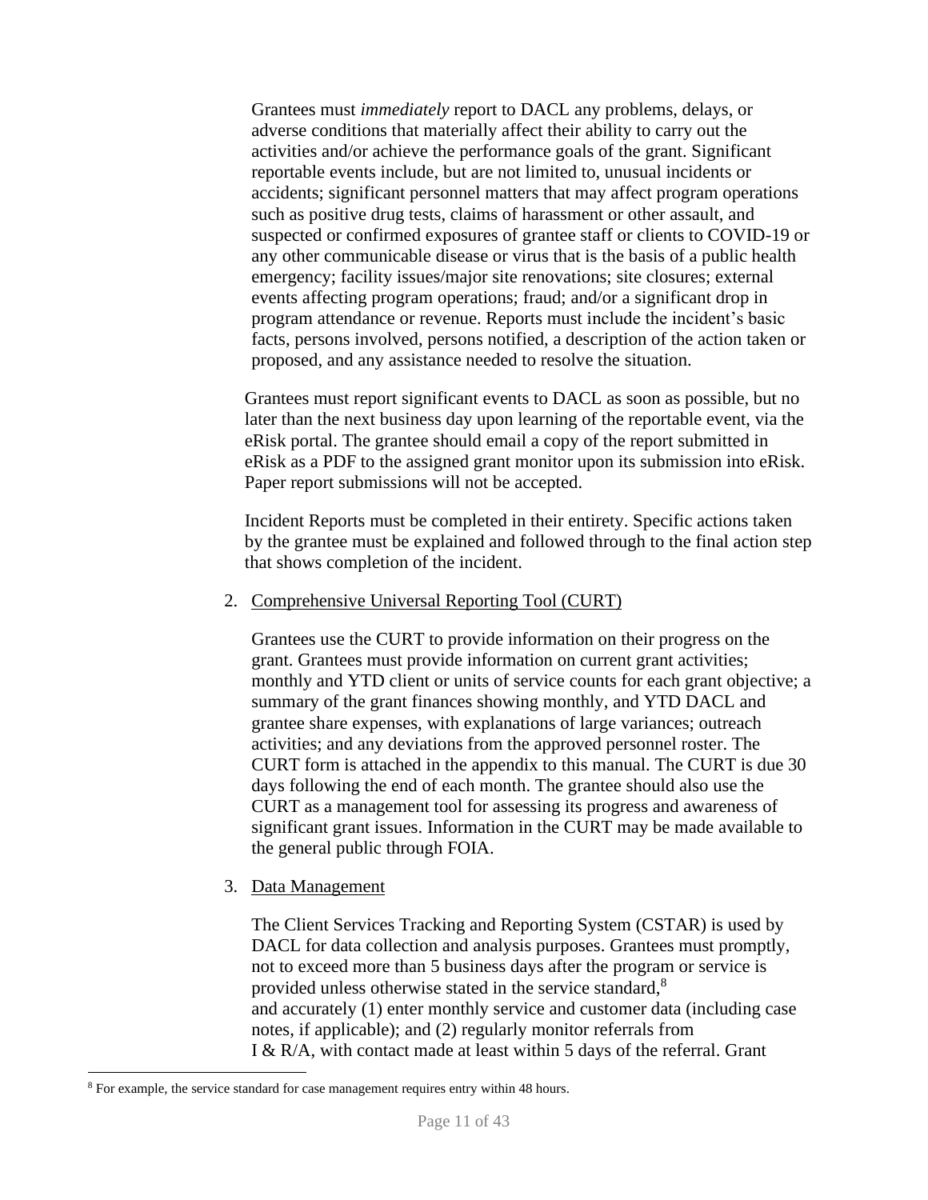Grantees must *immediately* report to DACL any problems, delays, or adverse conditions that materially affect their ability to carry out the activities and/or achieve the performance goals of the grant. Significant reportable events include, but are not limited to, unusual incidents or accidents; significant personnel matters that may affect program operations such as positive drug tests, claims of harassment or other assault, and suspected or confirmed exposures of grantee staff or clients to COVID-19 or any other communicable disease or virus that is the basis of a public health emergency; facility issues/major site renovations; site closures; external events affecting program operations; fraud; and/or a significant drop in program attendance or revenue. Reports must include the incident's basic facts, persons involved, persons notified, a description of the action taken or proposed, and any assistance needed to resolve the situation.

Grantees must report significant events to DACL as soon as possible, but no later than the next business day upon learning of the reportable event, via the eRisk portal. The grantee should email a copy of the report submitted in eRisk as a PDF to the assigned grant monitor upon its submission into eRisk. Paper report submissions will not be accepted.

Incident Reports must be completed in their entirety. Specific actions taken by the grantee must be explained and followed through to the final action step that shows completion of the incident.

2. <u>Comprehensive Universal Reporting Tool (CURT)</u>

   Grantees use the CURT to provide information on their progress on the grant. Grantees must provide information on current grant activities; monthly and YTD client or units of service counts for each grant objective; a summary of the grant finances showing monthly, and YTD DACL and grantee share expenses, with explanations of large variances; outreach activities; and any deviations from the approved personnel roster. The CURT form is attached in the appendix to this manual. The CURT is due 30 days following the end of each month. The grantee should also use the CURT as a management tool for assessing its progress and awareness of significant grant issues. Information in the CURT may be made available to the general public through FOIA.

3. <u>Data Management</u>

   The Client Services Tracking and Reporting System (CSTAR) is used by DACL for data collection and analysis purposes. Grantees must promptly, not to exceed more than 5 business days after the program or service is provided unless otherwise stated in the service standard,[8] and accurately (1) enter monthly service and customer data (including case notes, if applicable); and (2) regularly monitor referrals from I & R/A, with contact made at least within 5 days of the referral. Grant

[8] For example, the service standard for case management requires entry within 48 hours.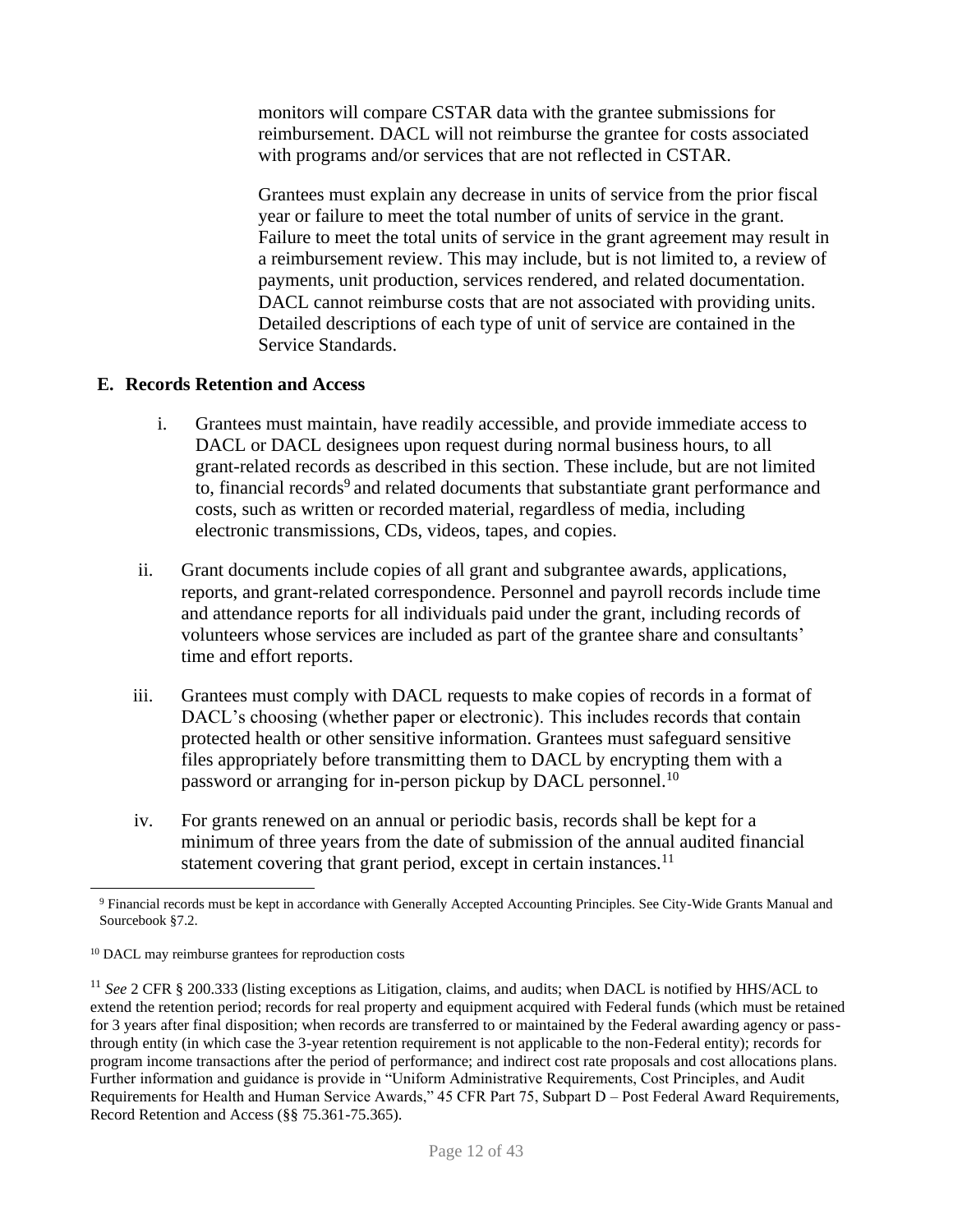monitors will compare CSTAR data with the grantee submissions for reimbursement. DACL will not reimburse the grantee for costs associated with programs and/or services that are not reflected in CSTAR.

Grantees must explain any decrease in units of service from the prior fiscal year or failure to meet the total number of units of service in the grant. Failure to meet the total units of service in the grant agreement may result in a reimbursement review. This may include, but is not limited to, a review of payments, unit production, services rendered, and related documentation. DACL cannot reimburse costs that are not associated with providing units. Detailed descriptions of each type of unit of service are contained in the Service Standards.

## E. Records Retention and Access

i. Grantees must maintain, have readily accessible, and provide immediate access to DACL or DACL designees upon request during normal business hours, to all grant-related records as described in this section. These include, but are not limited to, financial records[9] and related documents that substantiate grant performance and costs, such as written or recorded material, regardless of media, including electronic transmissions, CDs, videos, tapes, and copies.

ii. Grant documents include copies of all grant and subgrantee awards, applications, reports, and grant-related correspondence. Personnel and payroll records include time and attendance reports for all individuals paid under the grant, including records of volunteers whose services are included as part of the grantee share and consultants' time and effort reports.

iii. Grantees must comply with DACL requests to make copies of records in a format of DACL's choosing (whether paper or electronic). This includes records that contain protected health or other sensitive information. Grantees must safeguard sensitive files appropriately before transmitting them to DACL by encrypting them with a password or arranging for in-person pickup by DACL personnel.[10]

iv. For grants renewed on an annual or periodic basis, records shall be kept for a minimum of three years from the date of submission of the annual audited financial statement covering that grant period, except in certain instances.[11]

---

[9] Financial records must be kept in accordance with Generally Accepted Accounting Principles. See City-Wide Grants Manual and Sourcebook §7.2.

[10] DACL may reimburse grantees for reproduction costs

[11] *See* 2 CFR § 200.333 (listing exceptions as Litigation, claims, and audits; when DACL is notified by HHS/ACL to extend the retention period; records for real property and equipment acquired with Federal funds (which must be retained for 3 years after final disposition; when records are transferred to or maintained by the Federal awarding agency or pass-through entity (in which case the 3-year retention requirement is not applicable to the non-Federal entity); records for program income transactions after the period of performance; and indirect cost rate proposals and cost allocations plans. Further information and guidance is provide in "Uniform Administrative Requirements, Cost Principles, and Audit Requirements for Health and Human Service Awards," 45 CFR Part 75, Subpart D – Post Federal Award Requirements, Record Retention and Access (§§ 75.361-75.365).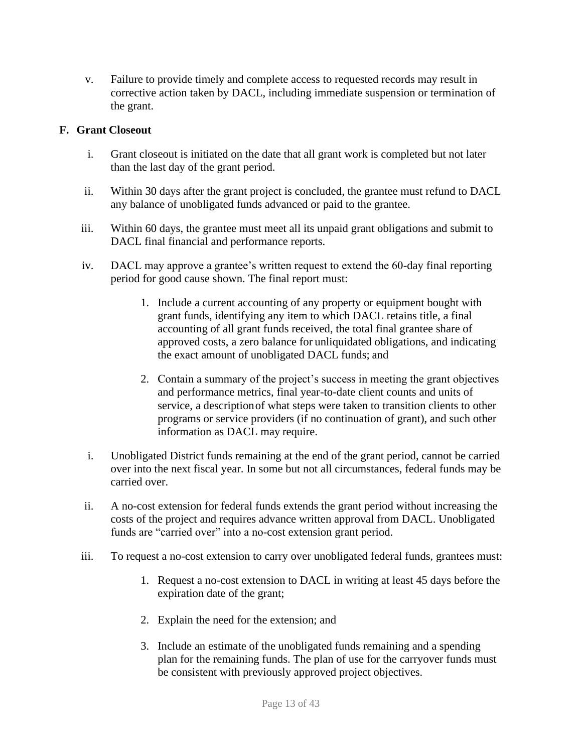v. Failure to provide timely and complete access to requested records may result in corrective action taken by DACL, including immediate suspension or termination of the grant.

**F. Grant Closeout**

i. Grant closeout is initiated on the date that all grant work is completed but not later than the last day of the grant period.

ii. Within 30 days after the grant project is concluded, the grantee must refund to DACL any balance of unobligated funds advanced or paid to the grantee.

iii. Within 60 days, the grantee must meet all its unpaid grant obligations and submit to DACL final financial and performance reports.

iv. DACL may approve a grantee's written request to extend the 60-day final reporting period for good cause shown. The final report must:

1. Include a current accounting of any property or equipment bought with grant funds, identifying any item to which DACL retains title, a final accounting of all grant funds received, the total final grantee share of approved costs, a zero balance for unliquidated obligations, and indicating the exact amount of unobligated DACL funds; and

2. Contain a summary of the project's success in meeting the grant objectives and performance metrics, final year-to-date client counts and units of service, a description of what steps were taken to transition clients to other programs or service providers (if no continuation of grant), and such other information as DACL may require.

i. Unobligated District funds remaining at the end of the grant period, cannot be carried over into the next fiscal year. In some but not all circumstances, federal funds may be carried over.

ii. A no-cost extension for federal funds extends the grant period without increasing the costs of the project and requires advance written approval from DACL. Unobligated funds are "carried over" into a no-cost extension grant period.

iii. To request a no-cost extension to carry over unobligated federal funds, grantees must:

1. Request a no-cost extension to DACL in writing at least 45 days before the expiration date of the grant;

2. Explain the need for the extension; and

3. Include an estimate of the unobligated funds remaining and a spending plan for the remaining funds. The plan of use for the carryover funds must be consistent with previously approved project objectives.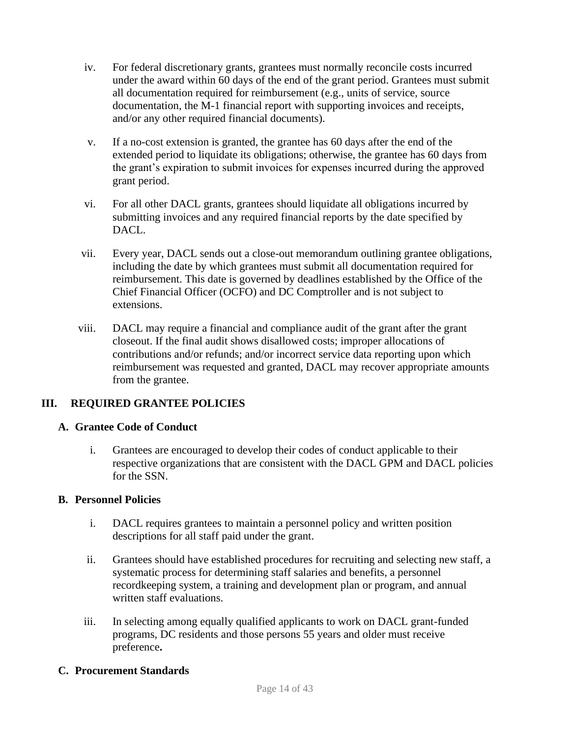iv. For federal discretionary grants, grantees must normally reconcile costs incurred under the award within 60 days of the end of the grant period. Grantees must submit all documentation required for reimbursement (e.g., units of service, source documentation, the M-1 financial report with supporting invoices and receipts, and/or any other required financial documents).

v. If a no-cost extension is granted, the grantee has 60 days after the end of the extended period to liquidate its obligations; otherwise, the grantee has 60 days from the grant's expiration to submit invoices for expenses incurred during the approved grant period.

vi. For all other DACL grants, grantees should liquidate all obligations incurred by submitting invoices and any required financial reports by the date specified by DACL.

vii. Every year, DACL sends out a close-out memorandum outlining grantee obligations, including the date by which grantees must submit all documentation required for reimbursement. This date is governed by deadlines established by the Office of the Chief Financial Officer (OCFO) and DC Comptroller and is not subject to extensions.

viii. DACL may require a financial and compliance audit of the grant after the grant closeout. If the final audit shows disallowed costs; improper allocations of contributions and/or refunds; and/or incorrect service data reporting upon which reimbursement was requested and granted, DACL may recover appropriate amounts from the grantee.

## III. REQUIRED GRANTEE POLICIES

### A. Grantee Code of Conduct

i. Grantees are encouraged to develop their codes of conduct applicable to their respective organizations that are consistent with the DACL GPM and DACL policies for the SSN.

### B. Personnel Policies

i. DACL requires grantees to maintain a personnel policy and written position descriptions for all staff paid under the grant.

ii. Grantees should have established procedures for recruiting and selecting new staff, a systematic process for determining staff salaries and benefits, a personnel recordkeeping system, a training and development plan or program, and annual written staff evaluations.

iii. In selecting among equally qualified applicants to work on DACL grant-funded programs, DC residents and those persons 55 years and older must receive preference**.**

### C. Procurement Standards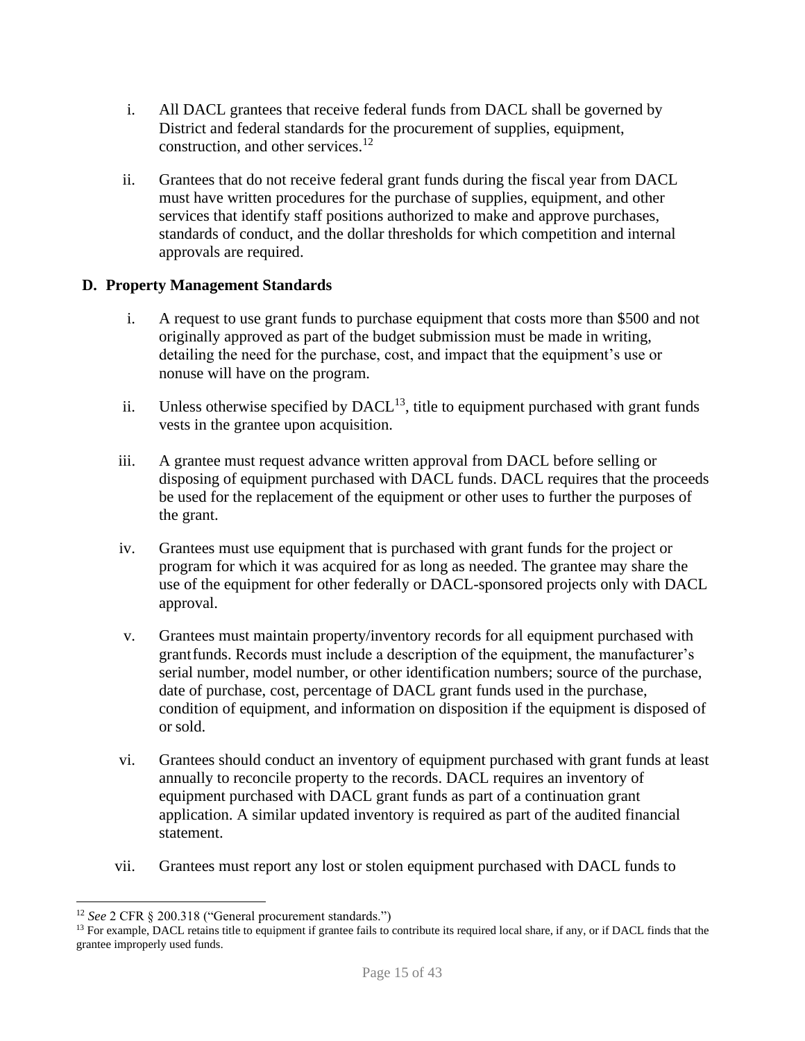i. All DACL grantees that receive federal funds from DACL shall be governed by District and federal standards for the procurement of supplies, equipment, construction, and other services.[12]

ii. Grantees that do not receive federal grant funds during the fiscal year from DACL must have written procedures for the purchase of supplies, equipment, and other services that identify staff positions authorized to make and approve purchases, standards of conduct, and the dollar thresholds for which competition and internal approvals are required.

**D. Property Management Standards**

i. A request to use grant funds to purchase equipment that costs more than $500 and not originally approved as part of the budget submission must be made in writing, detailing the need for the purchase, cost, and impact that the equipment's use or nonuse will have on the program.

ii. Unless otherwise specified by DACL[13], title to equipment purchased with grant funds vests in the grantee upon acquisition.

iii. A grantee must request advance written approval from DACL before selling or disposing of equipment purchased with DACL funds. DACL requires that the proceeds be used for the replacement of the equipment or other uses to further the purposes of the grant.

iv. Grantees must use equipment that is purchased with grant funds for the project or program for which it was acquired for as long as needed. The grantee may share the use of the equipment for other federally or DACL-sponsored projects only with DACL approval.

v. Grantees must maintain property/inventory records for all equipment purchased with grant funds. Records must include a description of the equipment, the manufacturer's serial number, model number, or other identification numbers; source of the purchase, date of purchase, cost, percentage of DACL grant funds used in the purchase, condition of equipment, and information on disposition if the equipment is disposed of or sold.

vi. Grantees should conduct an inventory of equipment purchased with grant funds at least annually to reconcile property to the records. DACL requires an inventory of equipment purchased with DACL grant funds as part of a continuation grant application. A similar updated inventory is required as part of the audited financial statement.

vii. Grantees must report any lost or stolen equipment purchased with DACL funds to

---

[12] *See* 2 CFR § 200.318 ("General procurement standards.")

[13] For example, DACL retains title to equipment if grantee fails to contribute its required local share, if any, or if DACL finds that the grantee improperly used funds.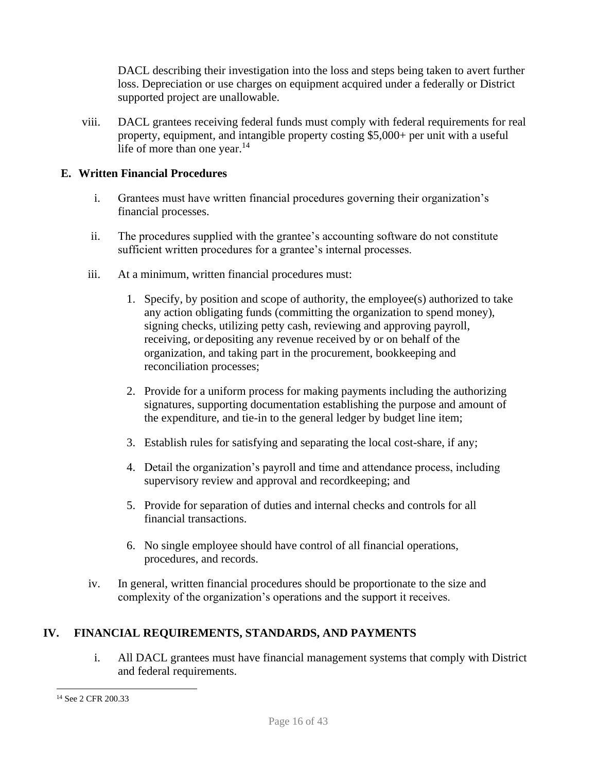DACL describing their investigation into the loss and steps being taken to avert further loss. Depreciation or use charges on equipment acquired under a federally or District supported project are unallowable.

viii. DACL grantees receiving federal funds must comply with federal requirements for real property, equipment, and intangible property costing $5,000+ per unit with a useful life of more than one year.[14]

### E. Written Financial Procedures

i. Grantees must have written financial procedures governing their organization's financial processes.

ii. The procedures supplied with the grantee's accounting software do not constitute sufficient written procedures for a grantee's internal processes.

iii. At a minimum, written financial procedures must:

1. Specify, by position and scope of authority, the employee(s) authorized to take any action obligating funds (committing the organization to spend money), signing checks, utilizing petty cash, reviewing and approving payroll, receiving, or depositing any revenue received by or on behalf of the organization, and taking part in the procurement, bookkeeping and reconciliation processes;

2. Provide for a uniform process for making payments including the authorizing signatures, supporting documentation establishing the purpose and amount of the expenditure, and tie-in to the general ledger by budget line item;

3. Establish rules for satisfying and separating the local cost-share, if any;

4. Detail the organization's payroll and time and attendance process, including supervisory review and approval and recordkeeping; and

5. Provide for separation of duties and internal checks and controls for all financial transactions.

6. No single employee should have control of all financial operations, procedures, and records.

iv. In general, written financial procedures should be proportionate to the size and complexity of the organization's operations and the support it receives.

## IV. FINANCIAL REQUIREMENTS, STANDARDS, AND PAYMENTS

i. All DACL grantees must have financial management systems that comply with District and federal requirements.

---

[14] See 2 CFR 200.33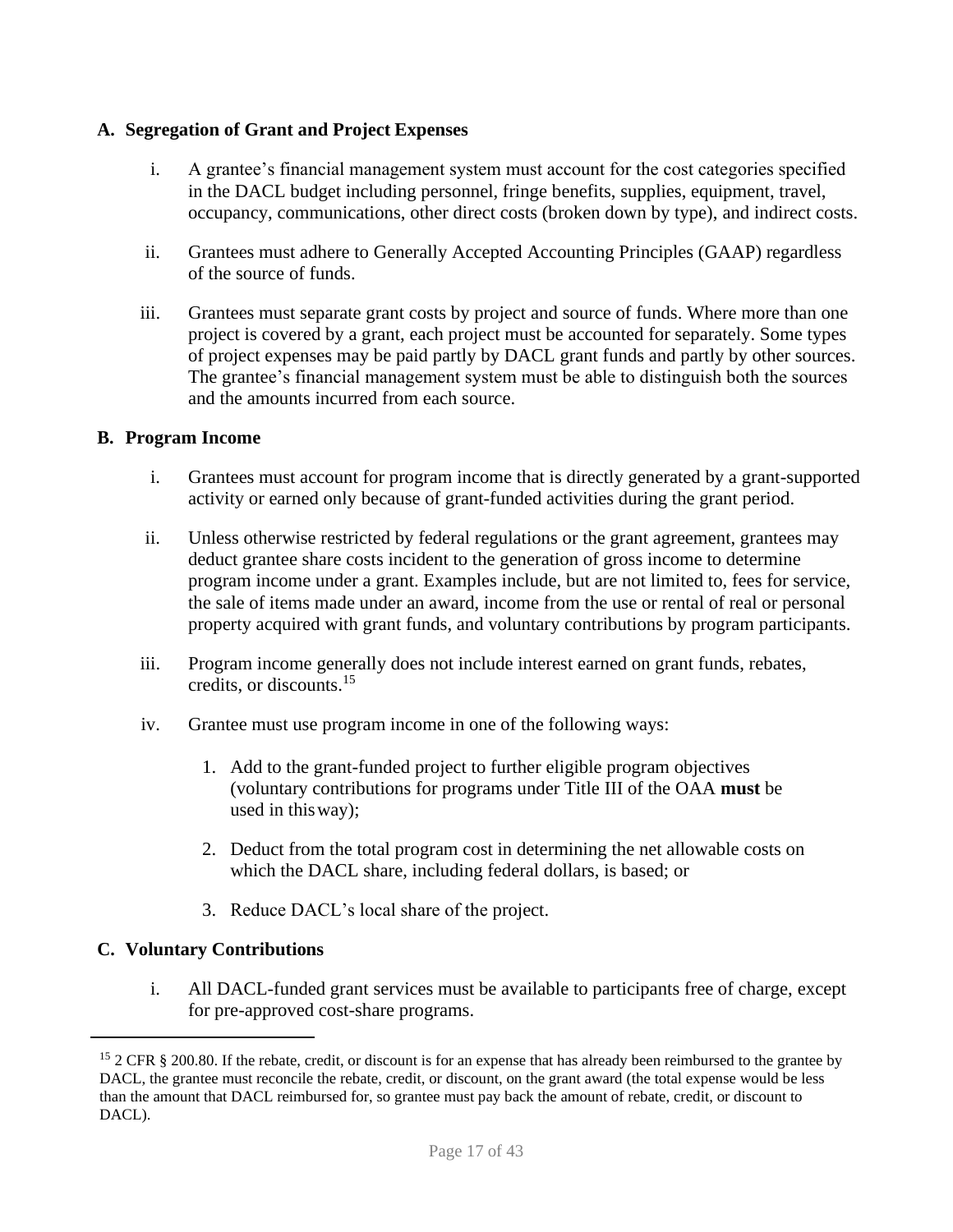### A. Segregation of Grant and Project Expenses

i. A grantee's financial management system must account for the cost categories specified in the DACL budget including personnel, fringe benefits, supplies, equipment, travel, occupancy, communications, other direct costs (broken down by type), and indirect costs.

ii. Grantees must adhere to Generally Accepted Accounting Principles (GAAP) regardless of the source of funds.

iii. Grantees must separate grant costs by project and source of funds. Where more than one project is covered by a grant, each project must be accounted for separately. Some types of project expenses may be paid partly by DACL grant funds and partly by other sources. The grantee's financial management system must be able to distinguish both the sources and the amounts incurred from each source.

### B. Program Income

i. Grantees must account for program income that is directly generated by a grant-supported activity or earned only because of grant-funded activities during the grant period.

ii. Unless otherwise restricted by federal regulations or the grant agreement, grantees may deduct grantee share costs incident to the generation of gross income to determine program income under a grant. Examples include, but are not limited to, fees for service, the sale of items made under an award, income from the use or rental of real or personal property acquired with grant funds, and voluntary contributions by program participants.

iii. Program income generally does not include interest earned on grant funds, rebates, credits, or discounts.[15]

iv. Grantee must use program income in one of the following ways:

1. Add to the grant-funded project to further eligible program objectives (voluntary contributions for programs under Title III of the OAA **must** be used in this way);
2. Deduct from the total program cost in determining the net allowable costs on which the DACL share, including federal dollars, is based; or
3. Reduce DACL's local share of the project.

### C. Voluntary Contributions

i. All DACL-funded grant services must be available to participants free of charge, except for pre-approved cost-share programs.

---

[15] 2 CFR § 200.80. If the rebate, credit, or discount is for an expense that has already been reimbursed to the grantee by DACL, the grantee must reconcile the rebate, credit, or discount, on the grant award (the total expense would be less than the amount that DACL reimbursed for, so grantee must pay back the amount of rebate, credit, or discount to DACL).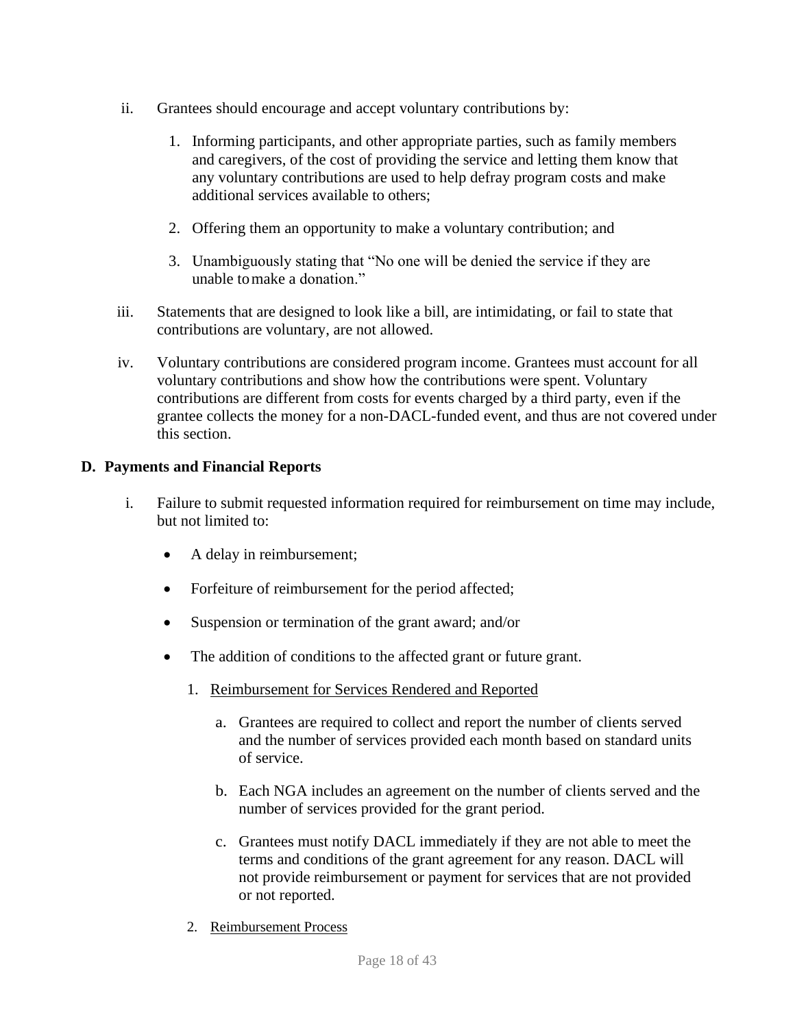ii. Grantees should encourage and accept voluntary contributions by:

   1. Informing participants, and other appropriate parties, such as family members and caregivers, of the cost of providing the service and letting them know that any voluntary contributions are used to help defray program costs and make additional services available to others;

   2. Offering them an opportunity to make a voluntary contribution; and

   3. Unambiguously stating that "No one will be denied the service if they are unable to make a donation."

iii. Statements that are designed to look like a bill, are intimidating, or fail to state that contributions are voluntary, are not allowed.

iv. Voluntary contributions are considered program income. Grantees must account for all voluntary contributions and show how the contributions were spent. Voluntary contributions are different from costs for events charged by a third party, even if the grantee collects the money for a non-DACL-funded event, and thus are not covered under this section.

**D. Payments and Financial Reports**

i. Failure to submit requested information required for reimbursement on time may include, but not limited to:

- A delay in reimbursement;
- Forfeiture of reimbursement for the period affected;
- Suspension or termination of the grant award; and/or
- The addition of conditions to the affected grant or future grant.

   1. Reimbursement for Services Rendered and Reported

      a. Grantees are required to collect and report the number of clients served and the number of services provided each month based on standard units of service.

      b. Each NGA includes an agreement on the number of clients served and the number of services provided for the grant period.

      c. Grantees must notify DACL immediately if they are not able to meet the terms and conditions of the grant agreement for any reason. DACL will not provide reimbursement or payment for services that are not provided or not reported.

   2. Reimbursement Process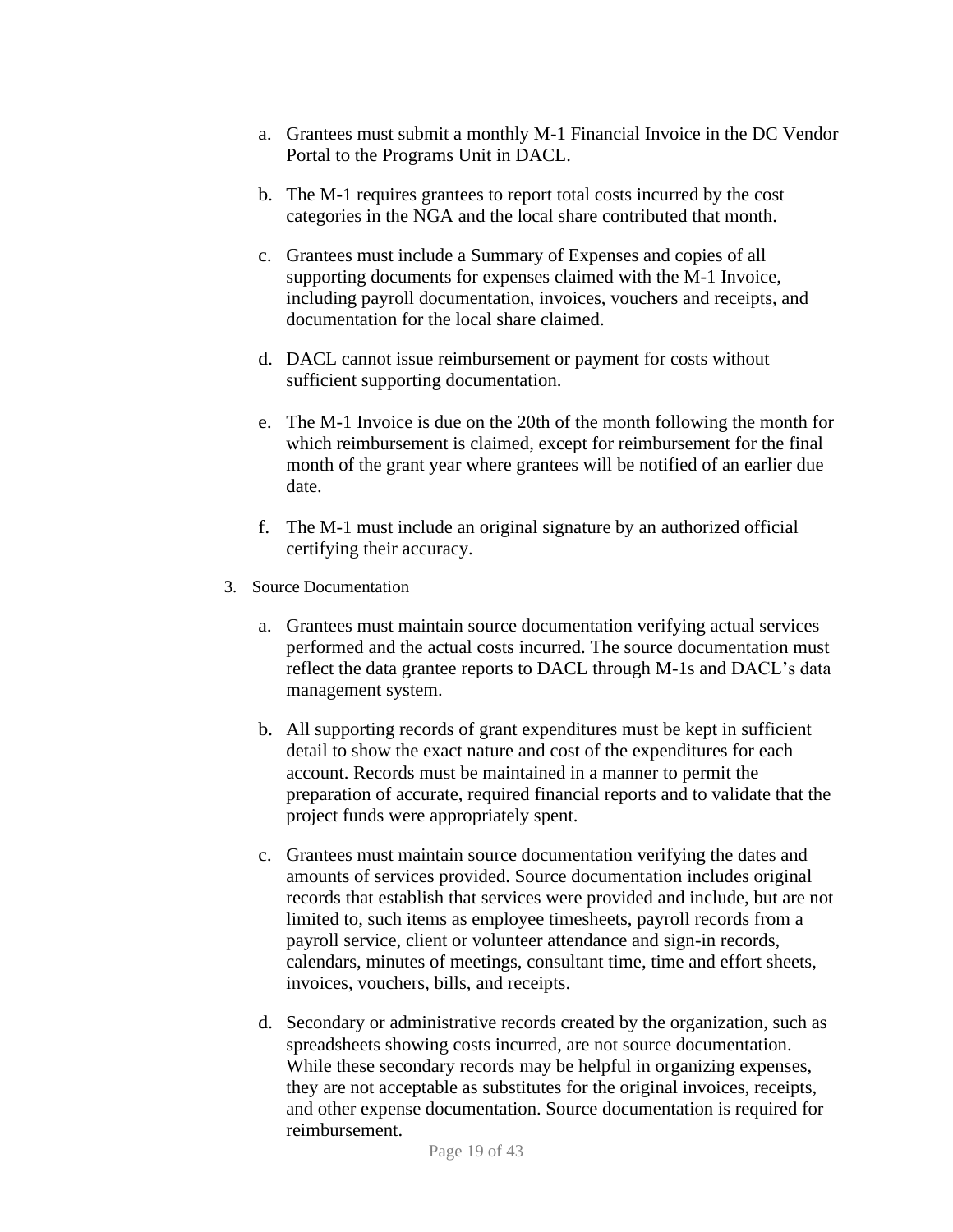a. Grantees must submit a monthly M-1 Financial Invoice in the DC Vendor Portal to the Programs Unit in DACL.

b. The M-1 requires grantees to report total costs incurred by the cost categories in the NGA and the local share contributed that month.

c. Grantees must include a Summary of Expenses and copies of all supporting documents for expenses claimed with the M-1 Invoice, including payroll documentation, invoices, vouchers and receipts, and documentation for the local share claimed.

d. DACL cannot issue reimbursement or payment for costs without sufficient supporting documentation.

e. The M-1 Invoice is due on the 20th of the month following the month for which reimbursement is claimed, except for reimbursement for the final month of the grant year where grantees will be notified of an earlier due date.

f. The M-1 must include an original signature by an authorized official certifying their accuracy.

3. <u>Source Documentation</u>

a. Grantees must maintain source documentation verifying actual services performed and the actual costs incurred. The source documentation must reflect the data grantee reports to DACL through M-1s and DACL's data management system.

b. All supporting records of grant expenditures must be kept in sufficient detail to show the exact nature and cost of the expenditures for each account. Records must be maintained in a manner to permit the preparation of accurate, required financial reports and to validate that the project funds were appropriately spent.

c. Grantees must maintain source documentation verifying the dates and amounts of services provided. Source documentation includes original records that establish that services were provided and include, but are not limited to, such items as employee timesheets, payroll records from a payroll service, client or volunteer attendance and sign-in records, calendars, minutes of meetings, consultant time, time and effort sheets, invoices, vouchers, bills, and receipts.

d. Secondary or administrative records created by the organization, such as spreadsheets showing costs incurred, are not source documentation. While these secondary records may be helpful in organizing expenses, they are not acceptable as substitutes for the original invoices, receipts, and other expense documentation. Source documentation is required for reimbursement.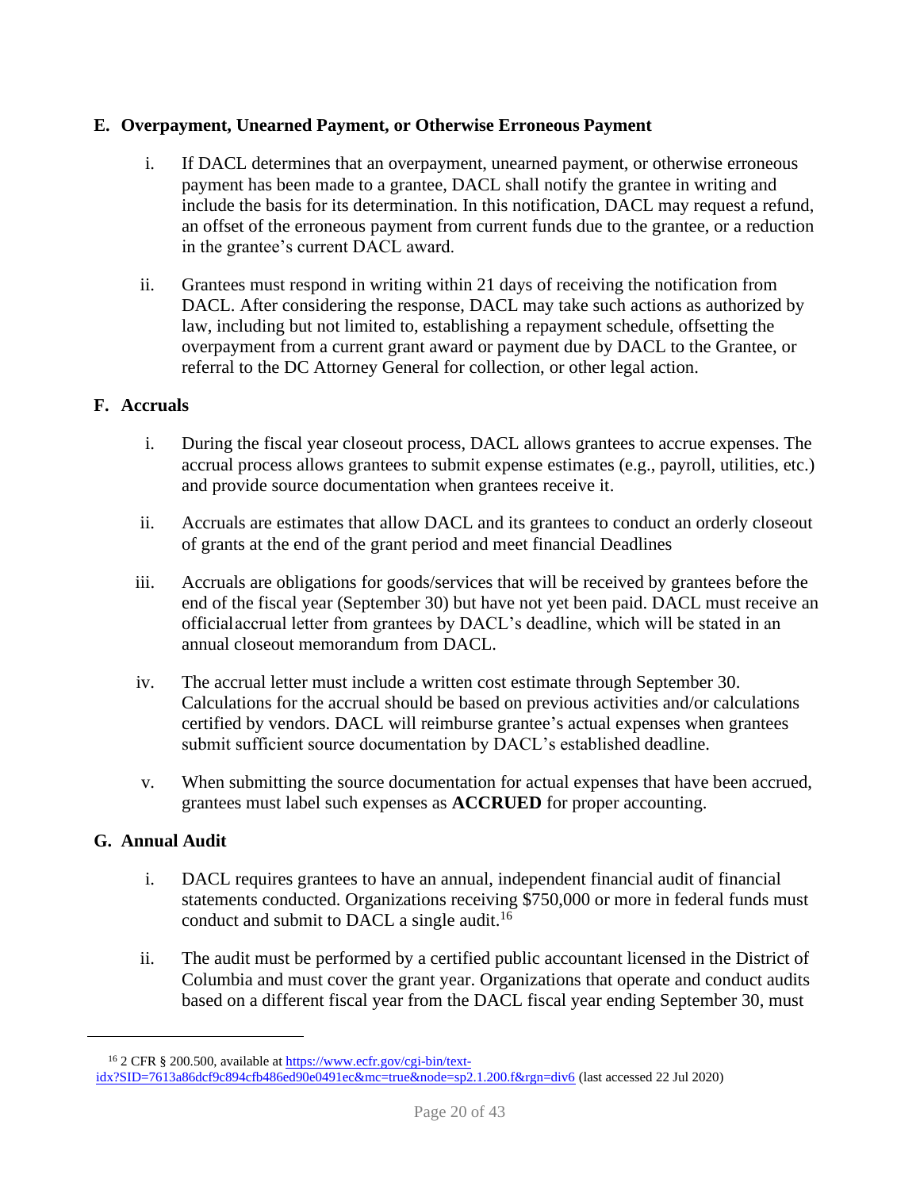### E. Overpayment, Unearned Payment, or Otherwise Erroneous Payment

i. If DACL determines that an overpayment, unearned payment, or otherwise erroneous payment has been made to a grantee, DACL shall notify the grantee in writing and include the basis for its determination. In this notification, DACL may request a refund, an offset of the erroneous payment from current funds due to the grantee, or a reduction in the grantee's current DACL award.

ii. Grantees must respond in writing within 21 days of receiving the notification from DACL. After considering the response, DACL may take such actions as authorized by law, including but not limited to, establishing a repayment schedule, offsetting the overpayment from a current grant award or payment due by DACL to the Grantee, or referral to the DC Attorney General for collection, or other legal action.

### F. Accruals

i. During the fiscal year closeout process, DACL allows grantees to accrue expenses. The accrual process allows grantees to submit expense estimates (e.g., payroll, utilities, etc.) and provide source documentation when grantees receive it.

ii. Accruals are estimates that allow DACL and its grantees to conduct an orderly closeout of grants at the end of the grant period and meet financial Deadlines

iii. Accruals are obligations for goods/services that will be received by grantees before the end of the fiscal year (September 30) but have not yet been paid. DACL must receive an official accrual letter from grantees by DACL's deadline, which will be stated in an annual closeout memorandum from DACL.

iv. The accrual letter must include a written cost estimate through September 30. Calculations for the accrual should be based on previous activities and/or calculations certified by vendors. DACL will reimburse grantee's actual expenses when grantees submit sufficient source documentation by DACL's established deadline.

v. When submitting the source documentation for actual expenses that have been accrued, grantees must label such expenses as **ACCRUED** for proper accounting.

### G. Annual Audit

i. DACL requires grantees to have an annual, independent financial audit of financial statements conducted. Organizations receiving $750,000 or more in federal funds must conduct and submit to DACL a single audit.[16]

ii. The audit must be performed by a certified public accountant licensed in the District of Columbia and must cover the grant year. Organizations that operate and conduct audits based on a different fiscal year from the DACL fiscal year ending September 30, must

---

[16] 2 CFR § 200.500, available at https://www.ecfr.gov/cgi-bin/text-idx?SID=7613a86dcf9c894cfb486ed90e0491ec&mc=true&node=sp2.1.200.f&rgn=div6 (last accessed 22 Jul 2020)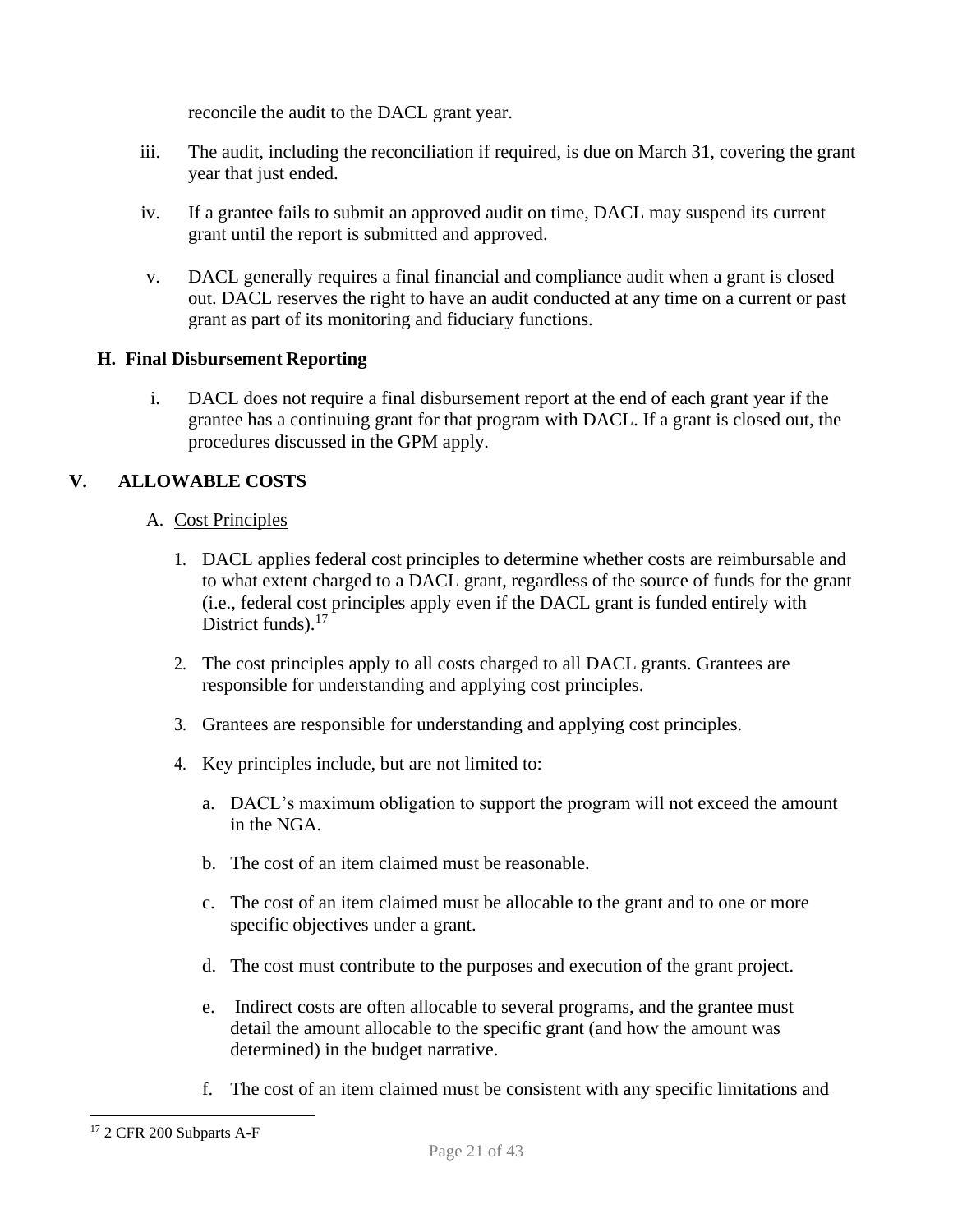reconcile the audit to the DACL grant year.

iii. The audit, including the reconciliation if required, is due on March 31, covering the grant year that just ended.

iv. If a grantee fails to submit an approved audit on time, DACL may suspend its current grant until the report is submitted and approved.

v. DACL generally requires a final financial and compliance audit when a grant is closed out. DACL reserves the right to have an audit conducted at any time on a current or past grant as part of its monitoring and fiduciary functions.

### H. Final Disbursement Reporting

i. DACL does not require a final disbursement report at the end of each grant year if the grantee has a continuing grant for that program with DACL. If a grant is closed out, the procedures discussed in the GPM apply.

## V. ALLOWABLE COSTS

A. Cost Principles

1. DACL applies federal cost principles to determine whether costs are reimbursable and to what extent charged to a DACL grant, regardless of the source of funds for the grant (i.e., federal cost principles apply even if the DACL grant is funded entirely with District funds).[17]

2. The cost principles apply to all costs charged to all DACL grants. Grantees are responsible for understanding and applying cost principles.

3. Grantees are responsible for understanding and applying cost principles.

4. Key principles include, but are not limited to:

   a. DACL's maximum obligation to support the program will not exceed the amount in the NGA.

   b. The cost of an item claimed must be reasonable.

   c. The cost of an item claimed must be allocable to the grant and to one or more specific objectives under a grant.

   d. The cost must contribute to the purposes and execution of the grant project.

   e. Indirect costs are often allocable to several programs, and the grantee must detail the amount allocable to the specific grant (and how the amount was determined) in the budget narrative.

   f. The cost of an item claimed must be consistent with any specific limitations and

[17] 2 CFR 200 Subparts A-F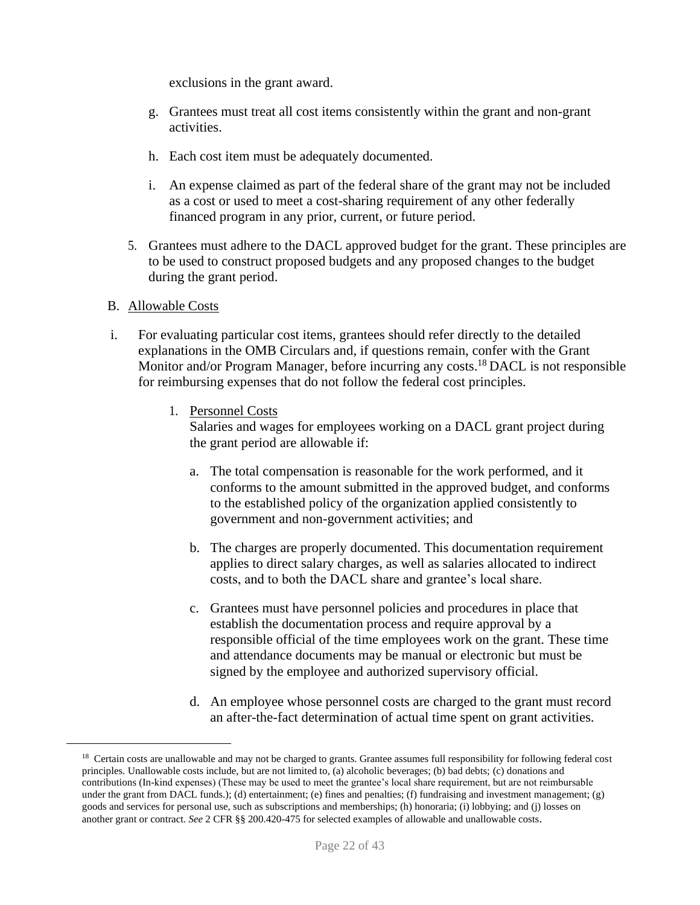exclusions in the grant award.

g. Grantees must treat all cost items consistently within the grant and non-grant activities.

h. Each cost item must be adequately documented.

i. An expense claimed as part of the federal share of the grant may not be included as a cost or used to meet a cost-sharing requirement of any other federally financed program in any prior, current, or future period.

5. Grantees must adhere to the DACL approved budget for the grant. These principles are to be used to construct proposed budgets and any proposed changes to the budget during the grant period.

B. <u>Allowable Costs</u>

i. For evaluating particular cost items, grantees should refer directly to the detailed explanations in the OMB Circulars and, if questions remain, confer with the Grant Monitor and/or Program Manager, before incurring any costs.[18] DACL is not responsible for reimbursing expenses that do not follow the federal cost principles.

1. <u>Personnel Costs</u>
   Salaries and wages for employees working on a DACL grant project during the grant period are allowable if:

   a. The total compensation is reasonable for the work performed, and it conforms to the amount submitted in the approved budget, and conforms to the established policy of the organization applied consistently to government and non-government activities; and

   b. The charges are properly documented. This documentation requirement applies to direct salary charges, as well as salaries allocated to indirect costs, and to both the DACL share and grantee's local share.

   c. Grantees must have personnel policies and procedures in place that establish the documentation process and require approval by a responsible official of the time employees work on the grant. These time and attendance documents may be manual or electronic but must be signed by the employee and authorized supervisory official.

   d. An employee whose personnel costs are charged to the grant must record an after-the-fact determination of actual time spent on grant activities.

---

[18] Certain costs are unallowable and may not be charged to grants. Grantee assumes full responsibility for following federal cost principles. Unallowable costs include, but are not limited to, (a) alcoholic beverages; (b) bad debts; (c) donations and contributions (In-kind expenses) (These may be used to meet the grantee's local share requirement, but are not reimbursable under the grant from DACL funds.); (d) entertainment; (e) fines and penalties; (f) fundraising and investment management; (g) goods and services for personal use, such as subscriptions and memberships; (h) honoraria; (i) lobbying; and (j) losses on another grant or contract. *See* 2 CFR §§ 200.420-475 for selected examples of allowable and unallowable costs.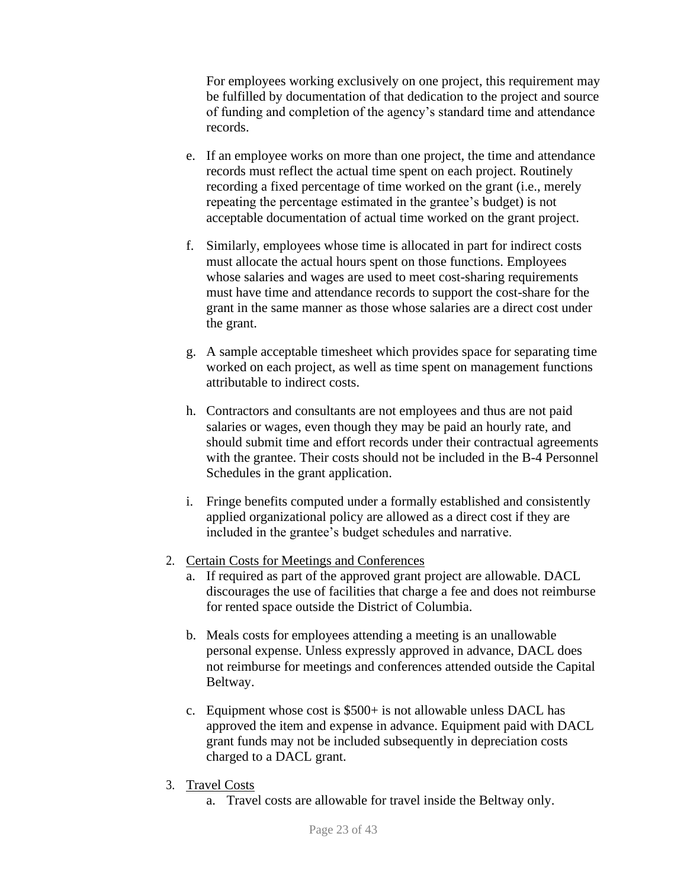For employees working exclusively on one project, this requirement may be fulfilled by documentation of that dedication to the project and source of funding and completion of the agency's standard time and attendance records.

e. If an employee works on more than one project, the time and attendance records must reflect the actual time spent on each project. Routinely recording a fixed percentage of time worked on the grant (i.e., merely repeating the percentage estimated in the grantee's budget) is not acceptable documentation of actual time worked on the grant project.

f. Similarly, employees whose time is allocated in part for indirect costs must allocate the actual hours spent on those functions. Employees whose salaries and wages are used to meet cost-sharing requirements must have time and attendance records to support the cost-share for the grant in the same manner as those whose salaries are a direct cost under the grant.

g. A sample acceptable timesheet which provides space for separating time worked on each project, as well as time spent on management functions attributable to indirect costs.

h. Contractors and consultants are not employees and thus are not paid salaries or wages, even though they may be paid an hourly rate, and should submit time and effort records under their contractual agreements with the grantee. Their costs should not be included in the B-4 Personnel Schedules in the grant application.

i. Fringe benefits computed under a formally established and consistently applied organizational policy are allowed as a direct cost if they are included in the grantee's budget schedules and narrative.

2. <u>Certain Costs for Meetings and Conferences</u>
   a. If required as part of the approved grant project are allowable. DACL discourages the use of facilities that charge a fee and does not reimburse for rented space outside the District of Columbia.

   b. Meals costs for employees attending a meeting is an unallowable personal expense. Unless expressly approved in advance, DACL does not reimburse for meetings and conferences attended outside the Capital Beltway.

   c. Equipment whose cost is $500+ is not allowable unless DACL has approved the item and expense in advance. Equipment paid with DACL grant funds may not be included subsequently in depreciation costs charged to a DACL grant.

3. <u>Travel Costs</u>
   a. Travel costs are allowable for travel inside the Beltway only.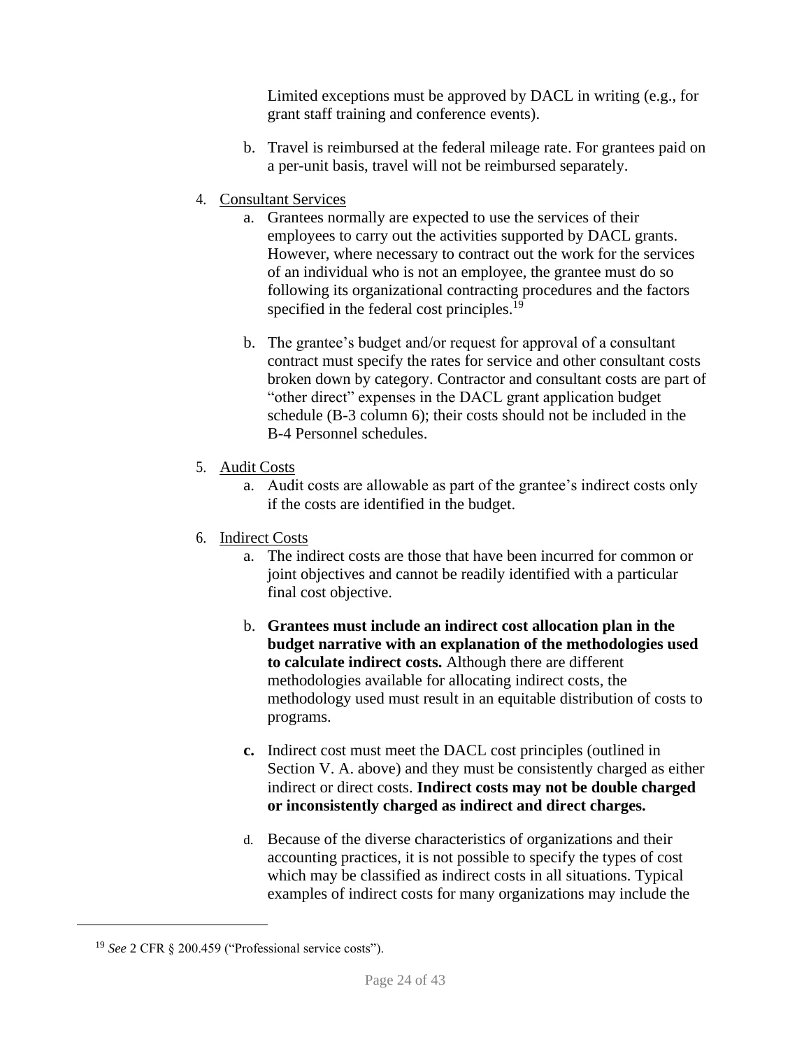Limited exceptions must be approved by DACL in writing (e.g., for grant staff training and conference events).

b. Travel is reimbursed at the federal mileage rate. For grantees paid on a per-unit basis, travel will not be reimbursed separately.

4. Consultant Services

   a. Grantees normally are expected to use the services of their employees to carry out the activities supported by DACL grants. However, where necessary to contract out the work for the services of an individual who is not an employee, the grantee must do so following its organizational contracting procedures and the factors specified in the federal cost principles.[19]

   b. The grantee's budget and/or request for approval of a consultant contract must specify the rates for service and other consultant costs broken down by category. Contractor and consultant costs are part of "other direct" expenses in the DACL grant application budget schedule (B-3 column 6); their costs should not be included in the B-4 Personnel schedules.

5. Audit Costs

   a. Audit costs are allowable as part of the grantee's indirect costs only if the costs are identified in the budget.

6. Indirect Costs

   a. The indirect costs are those that have been incurred for common or joint objectives and cannot be readily identified with a particular final cost objective.

   b. **Grantees must include an indirect cost allocation plan in the budget narrative with an explanation of the methodologies used to calculate indirect costs.** Although there are different methodologies available for allocating indirect costs, the methodology used must result in an equitable distribution of costs to programs.

   c. Indirect cost must meet the DACL cost principles (outlined in Section V. A. above) and they must be consistently charged as either indirect or direct costs. **Indirect costs may not be double charged or inconsistently charged as indirect and direct charges.**

   d. Because of the diverse characteristics of organizations and their accounting practices, it is not possible to specify the types of cost which may be classified as indirect costs in all situations. Typical examples of indirect costs for many organizations may include the

---

[19] *See* 2 CFR § 200.459 ("Professional service costs").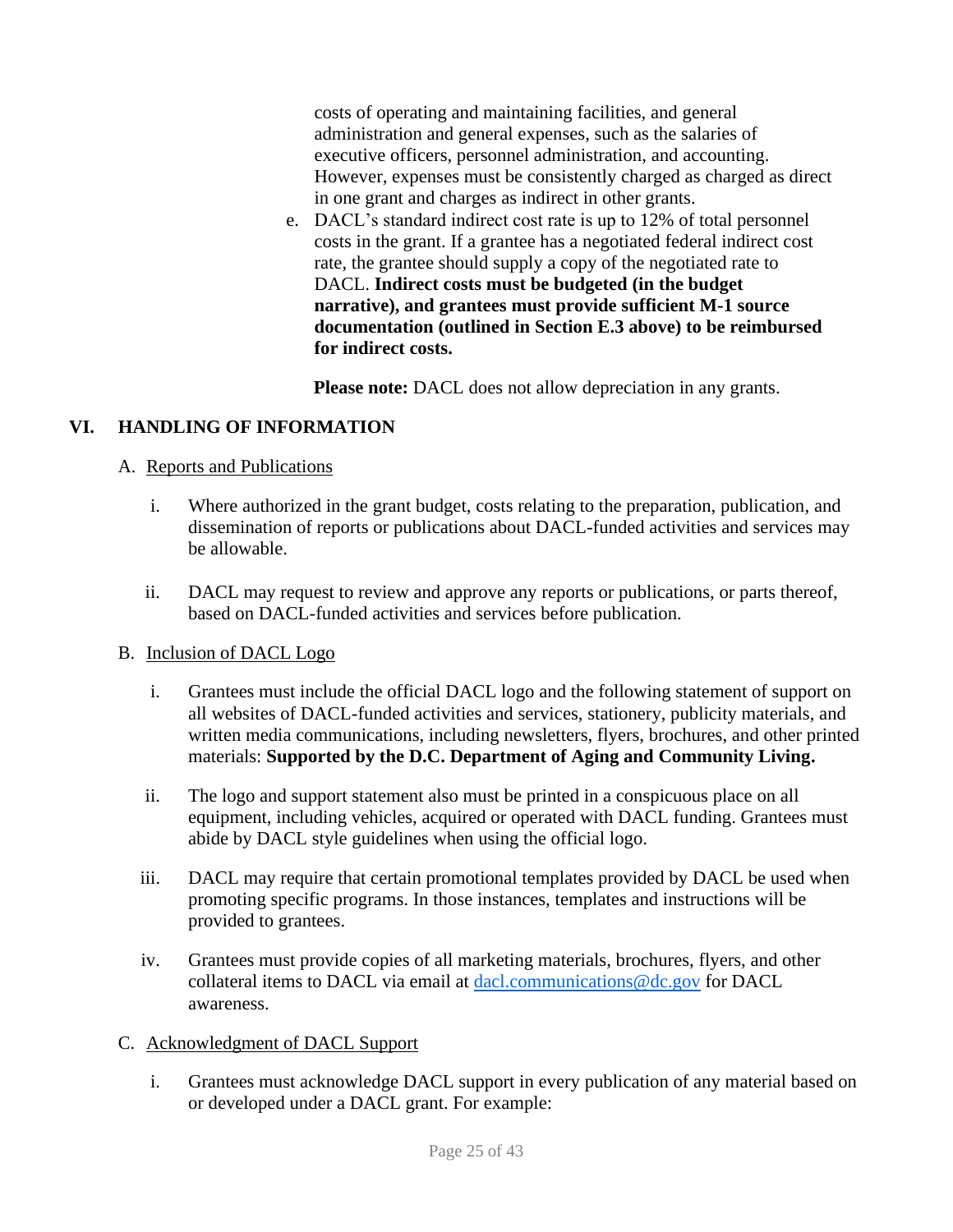costs of operating and maintaining facilities, and general administration and general expenses, such as the salaries of executive officers, personnel administration, and accounting. However, expenses must be consistently charged as charged as direct in one grant and charges as indirect in other grants.

e. DACL's standard indirect cost rate is up to 12% of total personnel costs in the grant. If a grantee has a negotiated federal indirect cost rate, the grantee should supply a copy of the negotiated rate to DACL. **Indirect costs must be budgeted (in the budget narrative), and grantees must provide sufficient M-1 source documentation (outlined in Section E.3 above) to be reimbursed for indirect costs.**

**Please note:** DACL does not allow depreciation in any grants.

## VI. HANDLING OF INFORMATION

### A. Reports and Publications

i. Where authorized in the grant budget, costs relating to the preparation, publication, and dissemination of reports or publications about DACL-funded activities and services may be allowable.

ii. DACL may request to review and approve any reports or publications, or parts thereof, based on DACL-funded activities and services before publication.

### B. Inclusion of DACL Logo

i. Grantees must include the official DACL logo and the following statement of support on all websites of DACL-funded activities and services, stationery, publicity materials, and written media communications, including newsletters, flyers, brochures, and other printed materials: **Supported by the D.C. Department of Aging and Community Living.**

ii. The logo and support statement also must be printed in a conspicuous place on all equipment, including vehicles, acquired or operated with DACL funding. Grantees must abide by DACL style guidelines when using the official logo.

iii. DACL may require that certain promotional templates provided by DACL be used when promoting specific programs. In those instances, templates and instructions will be provided to grantees.

iv. Grantees must provide copies of all marketing materials, brochures, flyers, and other collateral items to DACL via email at dacl.communications@dc.gov for DACL awareness.

### C. Acknowledgment of DACL Support

i. Grantees must acknowledge DACL support in every publication of any material based on or developed under a DACL grant. For example: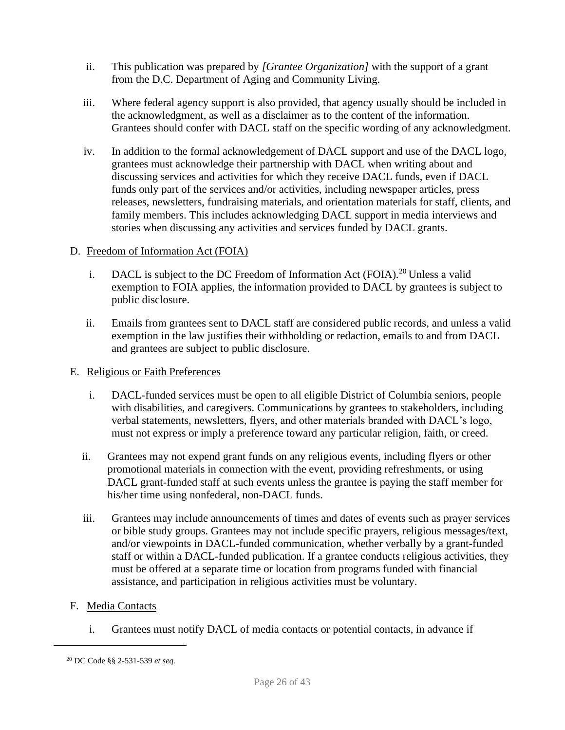ii. This publication was prepared by *[Grantee Organization]* with the support of a grant from the D.C. Department of Aging and Community Living.

iii. Where federal agency support is also provided, that agency usually should be included in the acknowledgment, as well as a disclaimer as to the content of the information. Grantees should confer with DACL staff on the specific wording of any acknowledgment.

iv. In addition to the formal acknowledgement of DACL support and use of the DACL logo, grantees must acknowledge their partnership with DACL when writing about and discussing services and activities for which they receive DACL funds, even if DACL funds only part of the services and/or activities, including newspaper articles, press releases, newsletters, fundraising materials, and orientation materials for staff, clients, and family members. This includes acknowledging DACL support in media interviews and stories when discussing any activities and services funded by DACL grants.

D. <u>Freedom of Information Act (FOIA)</u>

i. DACL is subject to the DC Freedom of Information Act (FOIA).[20] Unless a valid exemption to FOIA applies, the information provided to DACL by grantees is subject to public disclosure.

ii. Emails from grantees sent to DACL staff are considered public records, and unless a valid exemption in the law justifies their withholding or redaction, emails to and from DACL and grantees are subject to public disclosure.

E. <u>Religious or Faith Preferences</u>

i. DACL-funded services must be open to all eligible District of Columbia seniors, people with disabilities, and caregivers. Communications by grantees to stakeholders, including verbal statements, newsletters, flyers, and other materials branded with DACL's logo, must not express or imply a preference toward any particular religion, faith, or creed.

ii. Grantees may not expend grant funds on any religious events, including flyers or other promotional materials in connection with the event, providing refreshments, or using DACL grant-funded staff at such events unless the grantee is paying the staff member for his/her time using nonfederal, non-DACL funds.

iii. Grantees may include announcements of times and dates of events such as prayer services or bible study groups. Grantees may not include specific prayers, religious messages/text, and/or viewpoints in DACL-funded communication, whether verbally by a grant-funded staff or within a DACL-funded publication. If a grantee conducts religious activities, they must be offered at a separate time or location from programs funded with financial assistance, and participation in religious activities must be voluntary.

F. <u>Media Contacts</u>

i. Grantees must notify DACL of media contacts or potential contacts, in advance if

---

[20] DC Code §§ 2-531-539 *et seq.*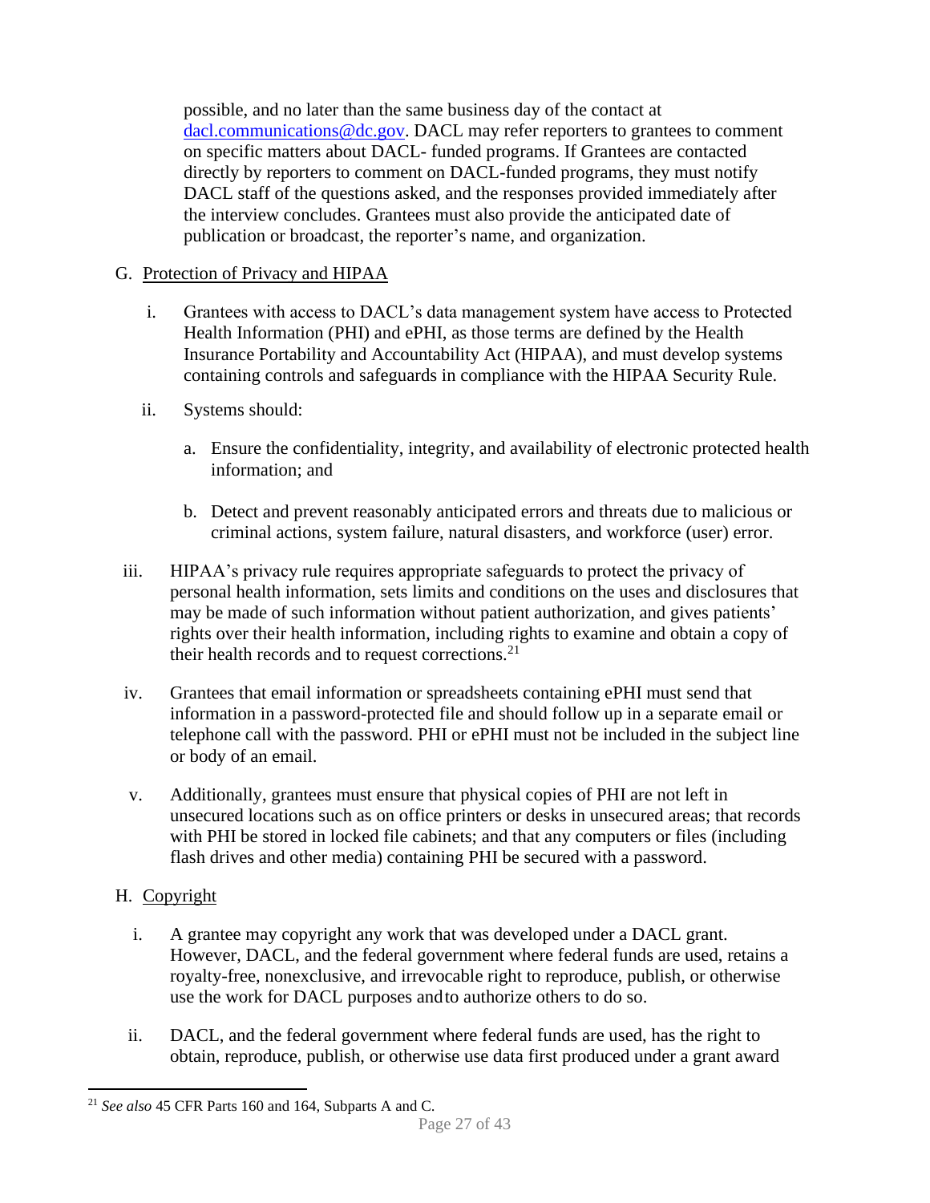possible, and no later than the same business day of the contact at dacl.communications@dc.gov. DACL may refer reporters to grantees to comment on specific matters about DACL- funded programs. If Grantees are contacted directly by reporters to comment on DACL-funded programs, they must notify DACL staff of the questions asked, and the responses provided immediately after the interview concludes. Grantees must also provide the anticipated date of publication or broadcast, the reporter's name, and organization.

G. Protection of Privacy and HIPAA

i. Grantees with access to DACL's data management system have access to Protected Health Information (PHI) and ePHI, as those terms are defined by the Health Insurance Portability and Accountability Act (HIPAA), and must develop systems containing controls and safeguards in compliance with the HIPAA Security Rule.

ii. Systems should:

a. Ensure the confidentiality, integrity, and availability of electronic protected health information; and

b. Detect and prevent reasonably anticipated errors and threats due to malicious or criminal actions, system failure, natural disasters, and workforce (user) error.

iii. HIPAA's privacy rule requires appropriate safeguards to protect the privacy of personal health information, sets limits and conditions on the uses and disclosures that may be made of such information without patient authorization, and gives patients' rights over their health information, including rights to examine and obtain a copy of their health records and to request corrections.[21]

iv. Grantees that email information or spreadsheets containing ePHI must send that information in a password-protected file and should follow up in a separate email or telephone call with the password. PHI or ePHI must not be included in the subject line or body of an email.

v. Additionally, grantees must ensure that physical copies of PHI are not left in unsecured locations such as on office printers or desks in unsecured areas; that records with PHI be stored in locked file cabinets; and that any computers or files (including flash drives and other media) containing PHI be secured with a password.

H. Copyright

i. A grantee may copyright any work that was developed under a DACL grant. However, DACL, and the federal government where federal funds are used, retains a royalty-free, nonexclusive, and irrevocable right to reproduce, publish, or otherwise use the work for DACL purposes and to authorize others to do so.

ii. DACL, and the federal government where federal funds are used, has the right to obtain, reproduce, publish, or otherwise use data first produced under a grant award

---

[21] *See also* 45 CFR Parts 160 and 164, Subparts A and C.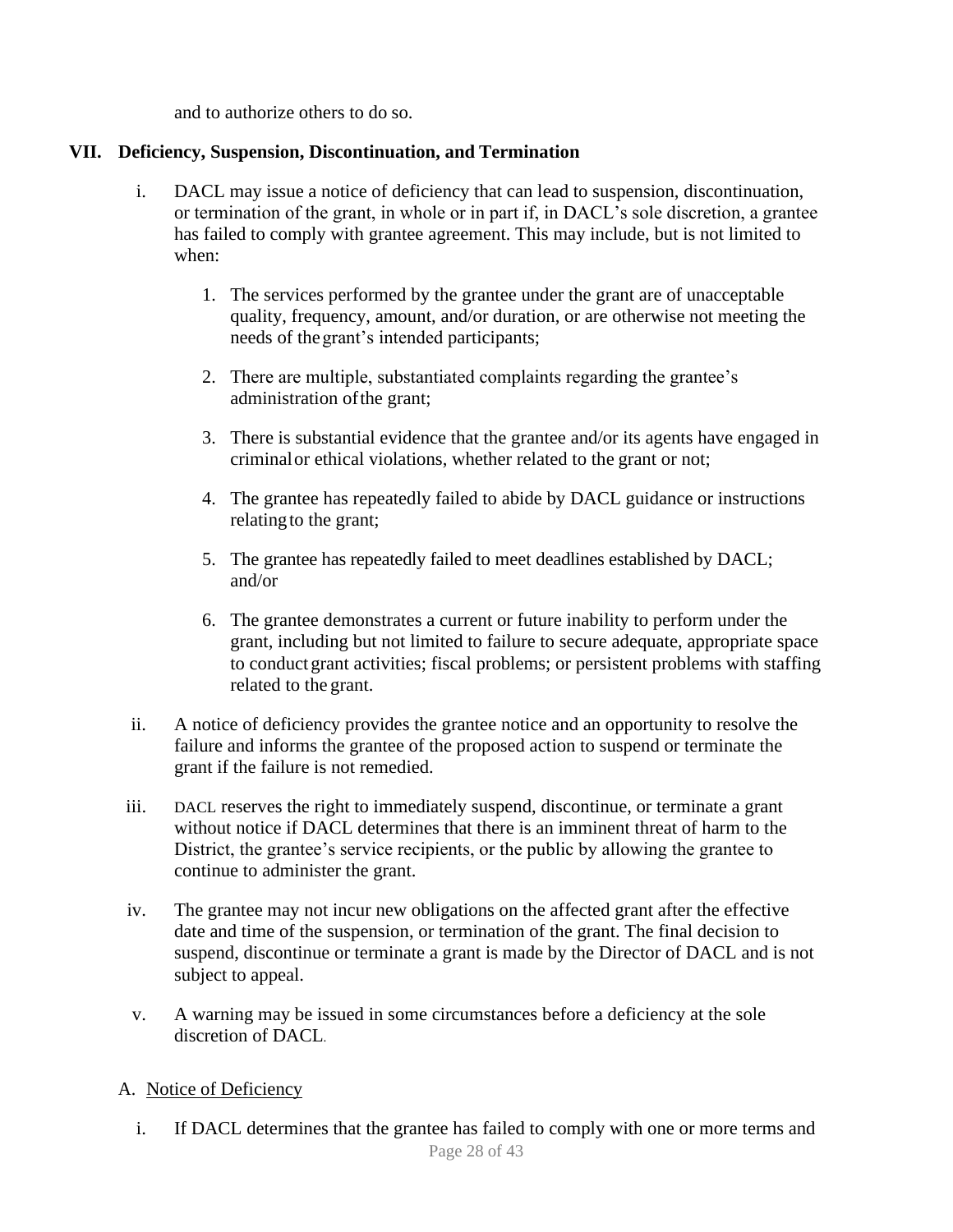and to authorize others to do so.

## VII. Deficiency, Suspension, Discontinuation, and Termination

i. DACL may issue a notice of deficiency that can lead to suspension, discontinuation, or termination of the grant, in whole or in part if, in DACL's sole discretion, a grantee has failed to comply with grantee agreement. This may include, but is not limited to when:

   1. The services performed by the grantee under the grant are of unacceptable quality, frequency, amount, and/or duration, or are otherwise not meeting the needs of the grant's intended participants;

   2. There are multiple, substantiated complaints regarding the grantee's administration of the grant;

   3. There is substantial evidence that the grantee and/or its agents have engaged in criminal or ethical violations, whether related to the grant or not;

   4. The grantee has repeatedly failed to abide by DACL guidance or instructions relating to the grant;

   5. The grantee has repeatedly failed to meet deadlines established by DACL; and/or

   6. The grantee demonstrates a current or future inability to perform under the grant, including but not limited to failure to secure adequate, appropriate space to conduct grant activities; fiscal problems; or persistent problems with staffing related to the grant.

ii. A notice of deficiency provides the grantee notice and an opportunity to resolve the failure and informs the grantee of the proposed action to suspend or terminate the grant if the failure is not remedied.

iii. DACL reserves the right to immediately suspend, discontinue, or terminate a grant without notice if DACL determines that there is an imminent threat of harm to the District, the grantee's service recipients, or the public by allowing the grantee to continue to administer the grant.

iv. The grantee may not incur new obligations on the affected grant after the effective date and time of the suspension, or termination of the grant. The final decision to suspend, discontinue or terminate a grant is made by the Director of DACL and is not subject to appeal.

v. A warning may be issued in some circumstances before a deficiency at the sole discretion of DACL.

### A. Notice of Deficiency

i. If DACL determines that the grantee has failed to comply with one or more terms and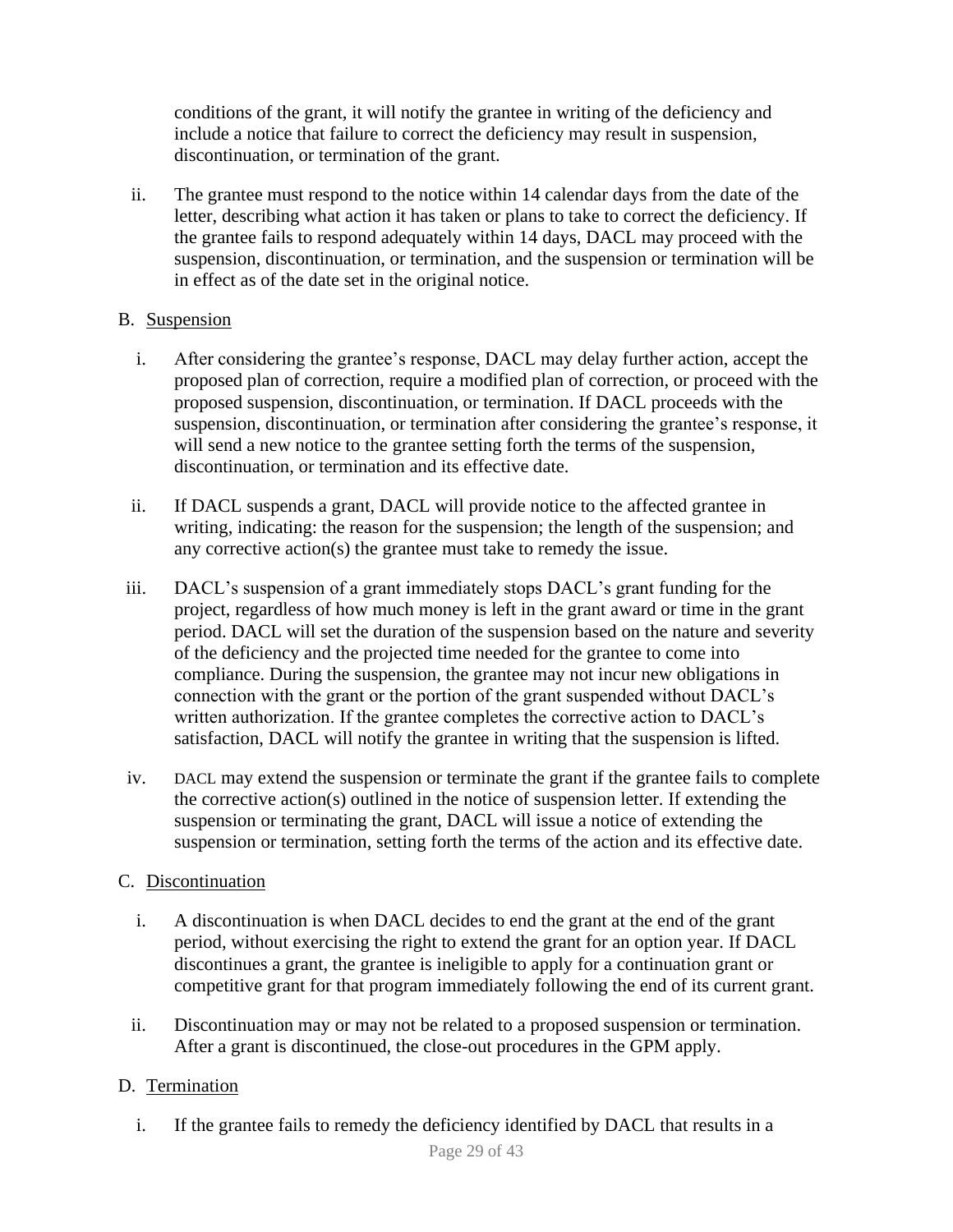conditions of the grant, it will notify the grantee in writing of the deficiency and include a notice that failure to correct the deficiency may result in suspension, discontinuation, or termination of the grant.

ii. The grantee must respond to the notice within 14 calendar days from the date of the letter, describing what action it has taken or plans to take to correct the deficiency. If the grantee fails to respond adequately within 14 days, DACL may proceed with the suspension, discontinuation, or termination, and the suspension or termination will be in effect as of the date set in the original notice.

B. Suspension

i. After considering the grantee's response, DACL may delay further action, accept the proposed plan of correction, require a modified plan of correction, or proceed with the proposed suspension, discontinuation, or termination. If DACL proceeds with the suspension, discontinuation, or termination after considering the grantee's response, it will send a new notice to the grantee setting forth the terms of the suspension, discontinuation, or termination and its effective date.

ii. If DACL suspends a grant, DACL will provide notice to the affected grantee in writing, indicating: the reason for the suspension; the length of the suspension; and any corrective action(s) the grantee must take to remedy the issue.

iii. DACL's suspension of a grant immediately stops DACL's grant funding for the project, regardless of how much money is left in the grant award or time in the grant period. DACL will set the duration of the suspension based on the nature and severity of the deficiency and the projected time needed for the grantee to come into compliance. During the suspension, the grantee may not incur new obligations in connection with the grant or the portion of the grant suspended without DACL's written authorization. If the grantee completes the corrective action to DACL's satisfaction, DACL will notify the grantee in writing that the suspension is lifted.

iv. DACL may extend the suspension or terminate the grant if the grantee fails to complete the corrective action(s) outlined in the notice of suspension letter. If extending the suspension or terminating the grant, DACL will issue a notice of extending the suspension or termination, setting forth the terms of the action and its effective date.

C. Discontinuation

i. A discontinuation is when DACL decides to end the grant at the end of the grant period, without exercising the right to extend the grant for an option year. If DACL discontinues a grant, the grantee is ineligible to apply for a continuation grant or competitive grant for that program immediately following the end of its current grant.

ii. Discontinuation may or may not be related to a proposed suspension or termination. After a grant is discontinued, the close-out procedures in the GPM apply.

D. Termination

i. If the grantee fails to remedy the deficiency identified by DACL that results in a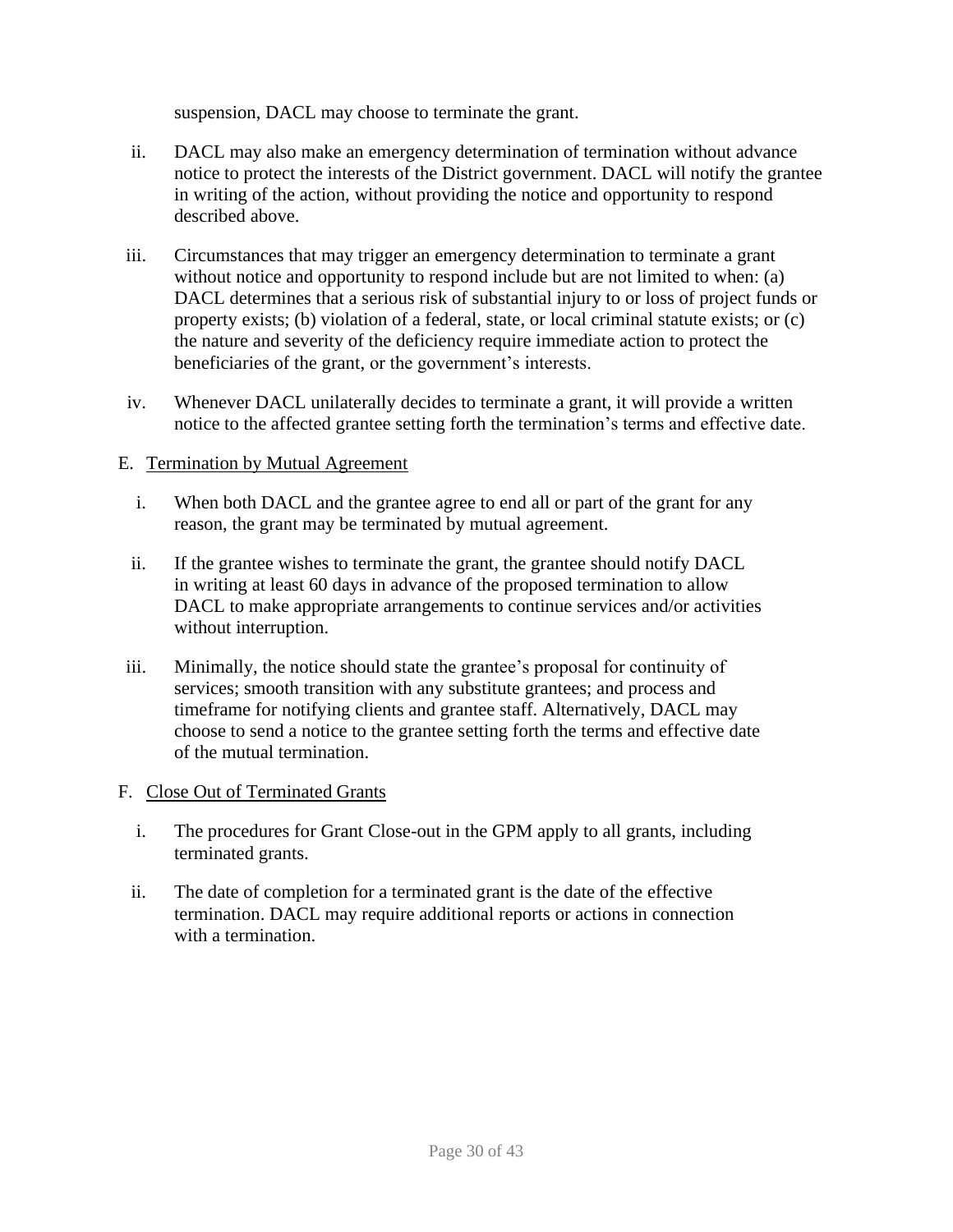suspension, DACL may choose to terminate the grant.

ii. DACL may also make an emergency determination of termination without advance notice to protect the interests of the District government. DACL will notify the grantee in writing of the action, without providing the notice and opportunity to respond described above.

iii. Circumstances that may trigger an emergency determination to terminate a grant without notice and opportunity to respond include but are not limited to when: (a) DACL determines that a serious risk of substantial injury to or loss of project funds or property exists; (b) violation of a federal, state, or local criminal statute exists; or (c) the nature and severity of the deficiency require immediate action to protect the beneficiaries of the grant, or the government's interests.

iv. Whenever DACL unilaterally decides to terminate a grant, it will provide a written notice to the affected grantee setting forth the termination's terms and effective date.

E. Termination by Mutual Agreement

i. When both DACL and the grantee agree to end all or part of the grant for any reason, the grant may be terminated by mutual agreement.

ii. If the grantee wishes to terminate the grant, the grantee should notify DACL in writing at least 60 days in advance of the proposed termination to allow DACL to make appropriate arrangements to continue services and/or activities without interruption.

iii. Minimally, the notice should state the grantee's proposal for continuity of services; smooth transition with any substitute grantees; and process and timeframe for notifying clients and grantee staff. Alternatively, DACL may choose to send a notice to the grantee setting forth the terms and effective date of the mutual termination.

F. Close Out of Terminated Grants

i. The procedures for Grant Close-out in the GPM apply to all grants, including terminated grants.

ii. The date of completion for a terminated grant is the date of the effective termination. DACL may require additional reports or actions in connection with a termination.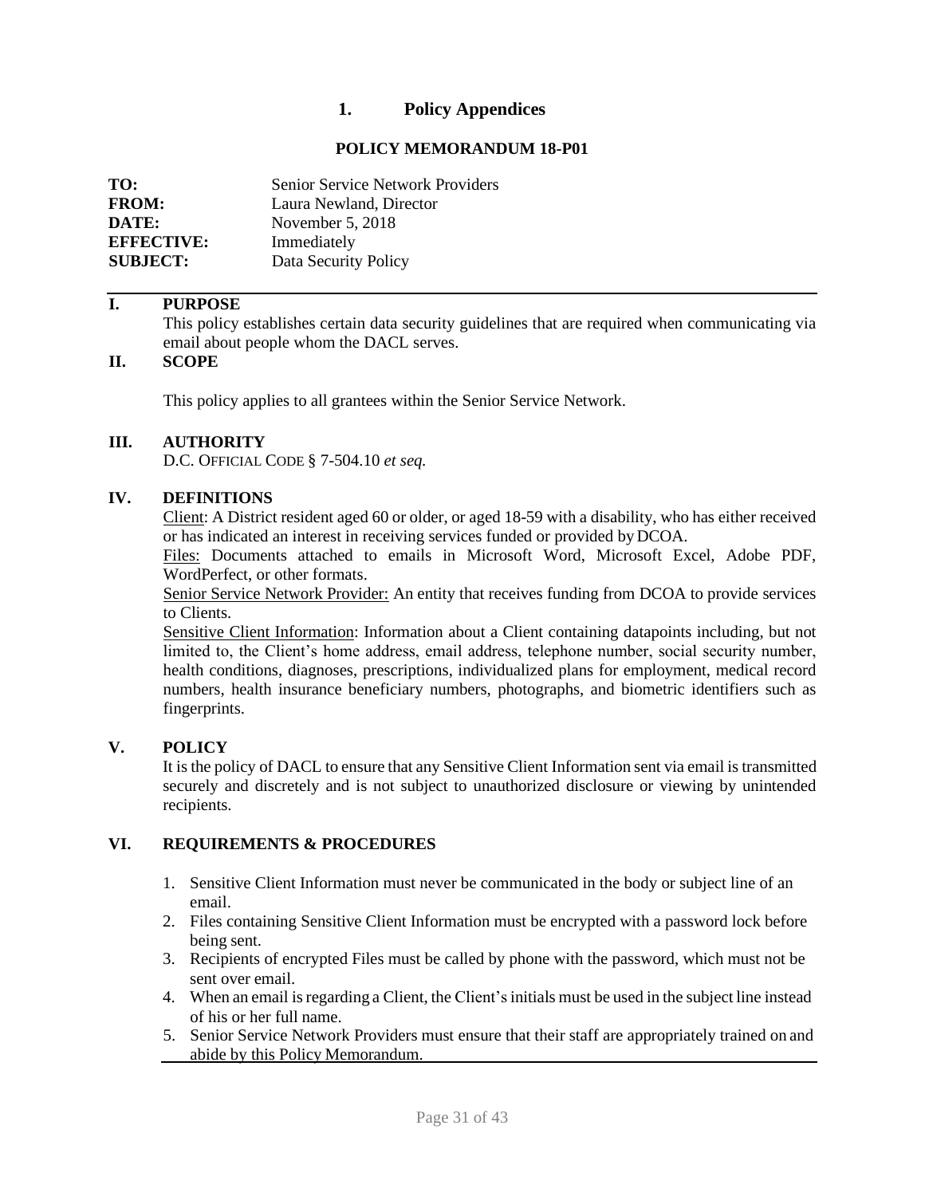# 1. Policy Appendices

**POLICY MEMORANDUM 18-P01**

| | |
|---|---|
| **TO:** | Senior Service Network Providers |
| **FROM:** | Laura Newland, Director |
| **DATE:** | November 5, 2018 |
| **EFFECTIVE:** | Immediately |
| **SUBJECT:** | Data Security Policy |

## I. PURPOSE

This policy establishes certain data security guidelines that are required when communicating via email about people whom the DACL serves.

## II. SCOPE

This policy applies to all grantees within the Senior Service Network.

## III. AUTHORITY

D.C. OFFICIAL CODE § 7-504.10 *et seq.*

## IV. DEFINITIONS

Client: A District resident aged 60 or older, or aged 18-59 with a disability, who has either received or has indicated an interest in receiving services funded or provided by DCOA.

Files: Documents attached to emails in Microsoft Word, Microsoft Excel, Adobe PDF, WordPerfect, or other formats.

Senior Service Network Provider: An entity that receives funding from DCOA to provide services to Clients.

Sensitive Client Information: Information about a Client containing datapoints including, but not limited to, the Client's home address, email address, telephone number, social security number, health conditions, diagnoses, prescriptions, individualized plans for employment, medical record numbers, health insurance beneficiary numbers, photographs, and biometric identifiers such as fingerprints.

## V. POLICY

It is the policy of DACL to ensure that any Sensitive Client Information sent via email is transmitted securely and discretely and is not subject to unauthorized disclosure or viewing by unintended recipients.

## VI. REQUIREMENTS & PROCEDURES

1. Sensitive Client Information must never be communicated in the body or subject line of an email.
2. Files containing Sensitive Client Information must be encrypted with a password lock before being sent.
3. Recipients of encrypted Files must be called by phone with the password, which must not be sent over email.
4. When an email is regarding a Client, the Client's initials must be used in the subject line instead of his or her full name.
5. Senior Service Network Providers must ensure that their staff are appropriately trained on and abide by this Policy Memorandum.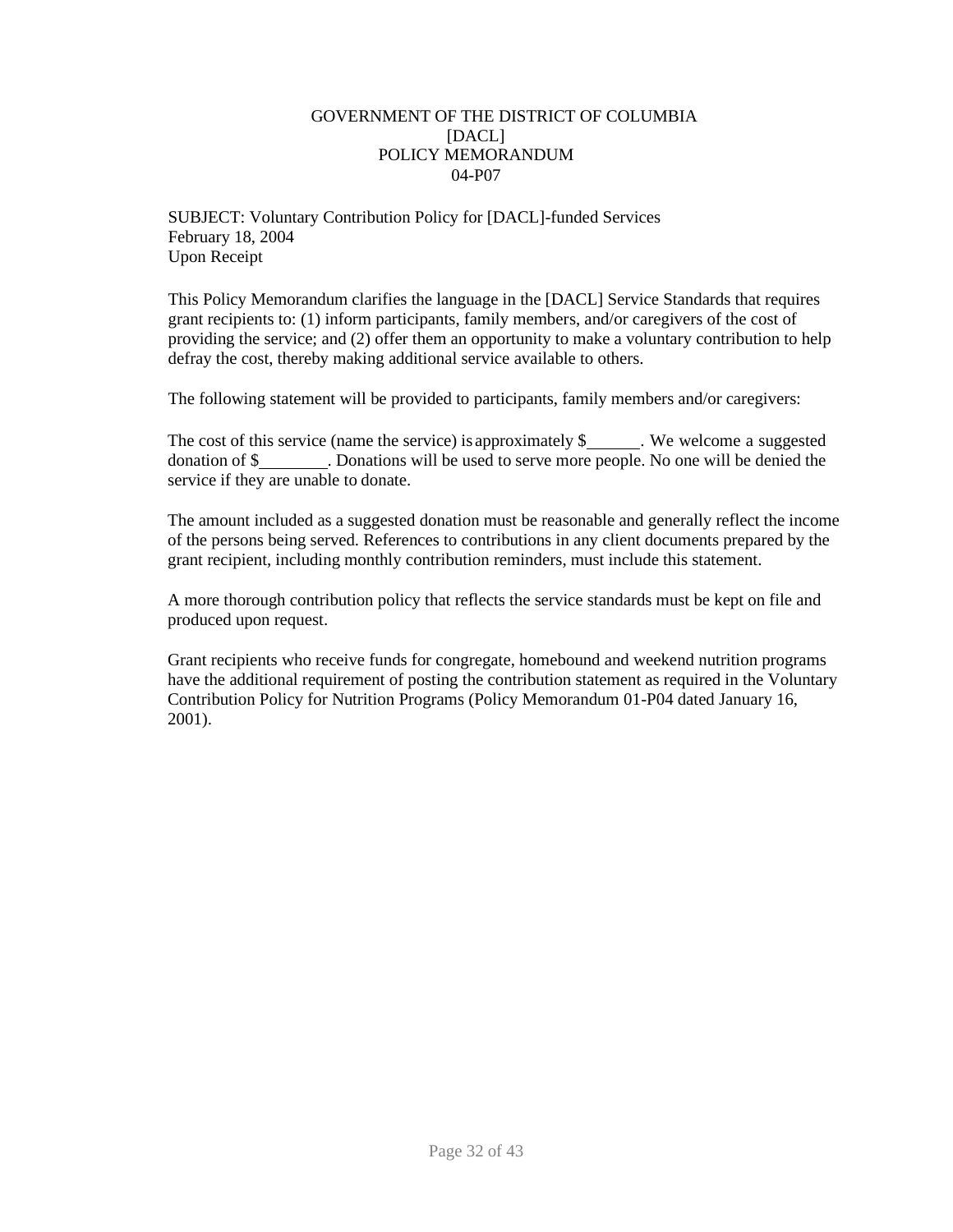GOVERNMENT OF THE DISTRICT OF COLUMBIA
[DACL]
POLICY MEMORANDUM
04-P07

SUBJECT: Voluntary Contribution Policy for [DACL]-funded Services
February 18, 2004
Upon Receipt

This Policy Memorandum clarifies the language in the [DACL] Service Standards that requires grant recipients to: (1) inform participants, family members, and/or caregivers of the cost of providing the service; and (2) offer them an opportunity to make a voluntary contribution to help defray the cost, thereby making additional service available to others.

The following statement will be provided to participants, family members and/or caregivers:

The cost of this service (name the service) is approximately $______. We welcome a suggested donation of $________. Donations will be used to serve more people. No one will be denied the service if they are unable to donate.

The amount included as a suggested donation must be reasonable and generally reflect the income of the persons being served. References to contributions in any client documents prepared by the grant recipient, including monthly contribution reminders, must include this statement.

A more thorough contribution policy that reflects the service standards must be kept on file and produced upon request.

Grant recipients who receive funds for congregate, homebound and weekend nutrition programs have the additional requirement of posting the contribution statement as required in the Voluntary Contribution Policy for Nutrition Programs (Policy Memorandum 01-P04 dated January 16, 2001).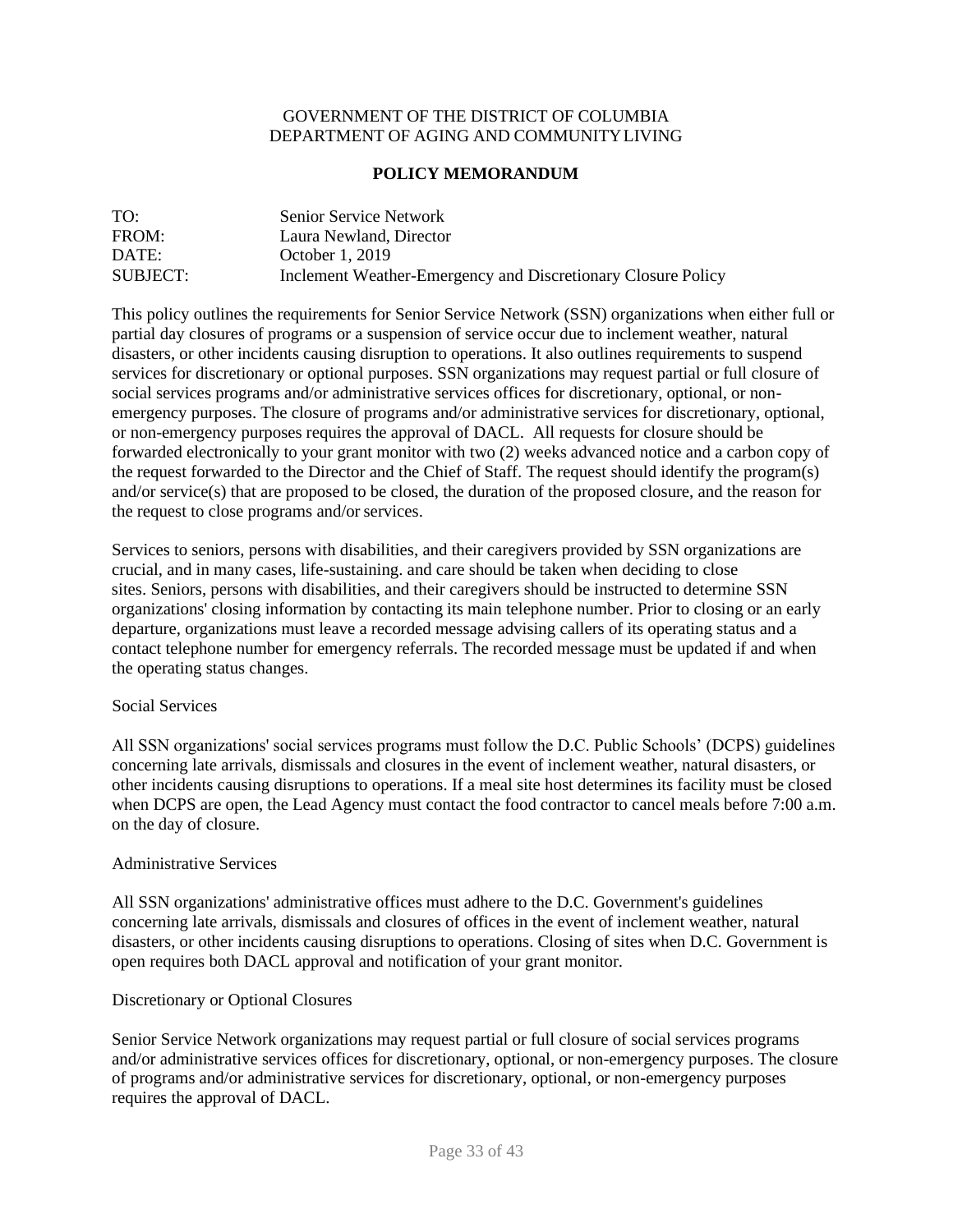GOVERNMENT OF THE DISTRICT OF COLUMBIA
DEPARTMENT OF AGING AND COMMUNITY LIVING

**POLICY MEMORANDUM**

| | |
|---|---|
| TO: | Senior Service Network |
| FROM: | Laura Newland, Director |
| DATE: | October 1, 2019 |
| SUBJECT: | Inclement Weather-Emergency and Discretionary Closure Policy |

This policy outlines the requirements for Senior Service Network (SSN) organizations when either full or partial day closures of programs or a suspension of service occur due to inclement weather, natural disasters, or other incidents causing disruption to operations. It also outlines requirements to suspend services for discretionary or optional purposes. SSN organizations may request partial or full closure of social services programs and/or administrative services offices for discretionary, optional, or non-emergency purposes. The closure of programs and/or administrative services for discretionary, optional, or non-emergency purposes requires the approval of DACL. All requests for closure should be forwarded electronically to your grant monitor with two (2) weeks advanced notice and a carbon copy of the request forwarded to the Director and the Chief of Staff. The request should identify the program(s) and/or service(s) that are proposed to be closed, the duration of the proposed closure, and the reason for the request to close programs and/or services.

Services to seniors, persons with disabilities, and their caregivers provided by SSN organizations are crucial, and in many cases, life-sustaining. and care should be taken when deciding to close sites. Seniors, persons with disabilities, and their caregivers should be instructed to determine SSN organizations' closing information by contacting its main telephone number. Prior to closing or an early departure, organizations must leave a recorded message advising callers of its operating status and a contact telephone number for emergency referrals. The recorded message must be updated if and when the operating status changes.

Social Services

All SSN organizations' social services programs must follow the D.C. Public Schools' (DCPS) guidelines concerning late arrivals, dismissals and closures in the event of inclement weather, natural disasters, or other incidents causing disruptions to operations. If a meal site host determines its facility must be closed when DCPS are open, the Lead Agency must contact the food contractor to cancel meals before 7:00 a.m. on the day of closure.

Administrative Services

All SSN organizations' administrative offices must adhere to the D.C. Government's guidelines concerning late arrivals, dismissals and closures of offices in the event of inclement weather, natural disasters, or other incidents causing disruptions to operations. Closing of sites when D.C. Government is open requires both DACL approval and notification of your grant monitor.

Discretionary or Optional Closures

Senior Service Network organizations may request partial or full closure of social services programs and/or administrative services offices for discretionary, optional, or non-emergency purposes. The closure of programs and/or administrative services for discretionary, optional, or non-emergency purposes requires the approval of DACL.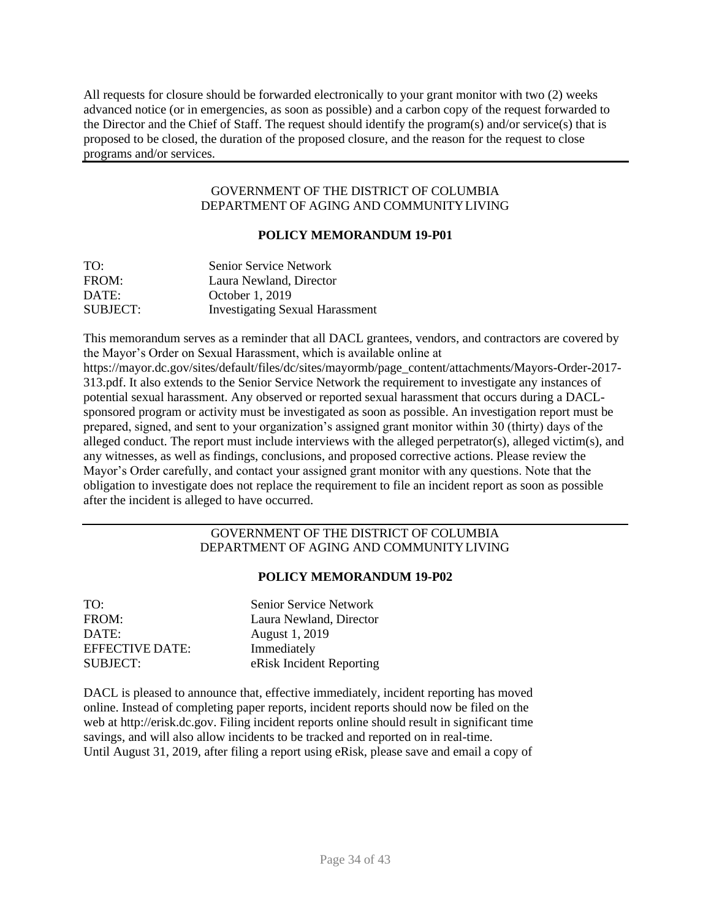All requests for closure should be forwarded electronically to your grant monitor with two (2) weeks advanced notice (or in emergencies, as soon as possible) and a carbon copy of the request forwarded to the Director and the Chief of Staff. The request should identify the program(s) and/or service(s) that is proposed to be closed, the duration of the proposed closure, and the reason for the request to close programs and/or services.

---

GOVERNMENT OF THE DISTRICT OF COLUMBIA
DEPARTMENT OF AGING AND COMMUNITY LIVING

**POLICY MEMORANDUM 19-P01**

| | |
|---|---|
| TO: | Senior Service Network |
| FROM: | Laura Newland, Director |
| DATE: | October 1, 2019 |
| SUBJECT: | Investigating Sexual Harassment |

This memorandum serves as a reminder that all DACL grantees, vendors, and contractors are covered by the Mayor's Order on Sexual Harassment, which is available online at https://mayor.dc.gov/sites/default/files/dc/sites/mayormb/page_content/attachments/Mayors-Order-2017-313.pdf. It also extends to the Senior Service Network the requirement to investigate any instances of potential sexual harassment. Any observed or reported sexual harassment that occurs during a DACL-sponsored program or activity must be investigated as soon as possible. An investigation report must be prepared, signed, and sent to your organization's assigned grant monitor within 30 (thirty) days of the alleged conduct. The report must include interviews with the alleged perpetrator(s), alleged victim(s), and any witnesses, as well as findings, conclusions, and proposed corrective actions. Please review the Mayor's Order carefully, and contact your assigned grant monitor with any questions. Note that the obligation to investigate does not replace the requirement to file an incident report as soon as possible after the incident is alleged to have occurred.

---

GOVERNMENT OF THE DISTRICT OF COLUMBIA
DEPARTMENT OF AGING AND COMMUNITY LIVING

**POLICY MEMORANDUM 19-P02**

| | |
|---|---|
| TO: | Senior Service Network |
| FROM: | Laura Newland, Director |
| DATE: | August 1, 2019 |
| EFFECTIVE DATE: | Immediately |
| SUBJECT: | eRisk Incident Reporting |

DACL is pleased to announce that, effective immediately, incident reporting has moved online. Instead of completing paper reports, incident reports should now be filed on the web at http://erisk.dc.gov. Filing incident reports online should result in significant time savings, and will also allow incidents to be tracked and reported on in real-time.
Until August 31, 2019, after filing a report using eRisk, please save and email a copy of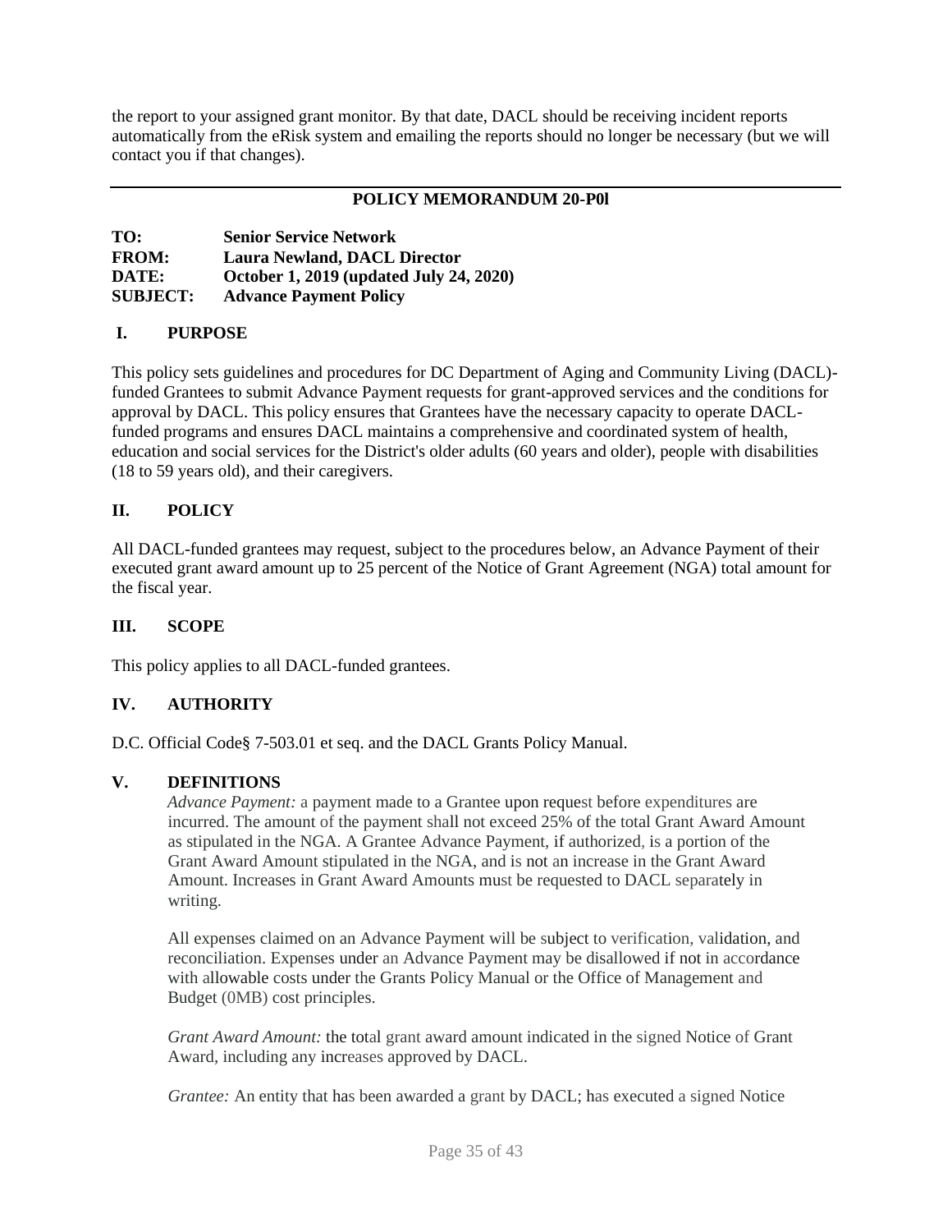the report to your assigned grant monitor. By that date, DACL should be receiving incident reports automatically from the eRisk system and emailing the reports should no longer be necessary (but we will contact you if that changes).

---

## POLICY MEMORANDUM 20-P0l

**TO:** **Senior Service Network**
**FROM:** **Laura Newland, DACL Director**
**DATE:** **October 1, 2019 (updated July 24, 2020)**
**SUBJECT:** **Advance Payment Policy**

### I. PURPOSE

This policy sets guidelines and procedures for DC Department of Aging and Community Living (DACL)-funded Grantees to submit Advance Payment requests for grant-approved services and the conditions for approval by DACL. This policy ensures that Grantees have the necessary capacity to operate DACL-funded programs and ensures DACL maintains a comprehensive and coordinated system of health, education and social services for the District's older adults (60 years and older), people with disabilities (18 to 59 years old), and their caregivers.

### II. POLICY

All DACL-funded grantees may request, subject to the procedures below, an Advance Payment of their executed grant award amount up to 25 percent of the Notice of Grant Agreement (NGA) total amount for the fiscal year.

### III. SCOPE

This policy applies to all DACL-funded grantees.

### IV. AUTHORITY

D.C. Official Code§ 7-503.01 et seq. and the DACL Grants Policy Manual.

### V. DEFINITIONS

*Advance Payment:* a payment made to a Grantee upon request before expenditures are incurred. The amount of the payment shall not exceed 25% of the total Grant Award Amount as stipulated in the NGA. A Grantee Advance Payment, if authorized, is a portion of the Grant Award Amount stipulated in the NGA, and is not an increase in the Grant Award Amount. Increases in Grant Award Amounts must be requested to DACL separately in writing.

All expenses claimed on an Advance Payment will be subject to verification, validation, and reconciliation. Expenses under an Advance Payment may be disallowed if not in accordance with allowable costs under the Grants Policy Manual or the Office of Management and Budget (0MB) cost principles.

*Grant Award Amount:* the total grant award amount indicated in the signed Notice of Grant Award, including any increases approved by DACL.

*Grantee:* An entity that has been awarded a grant by DACL; has executed a signed Notice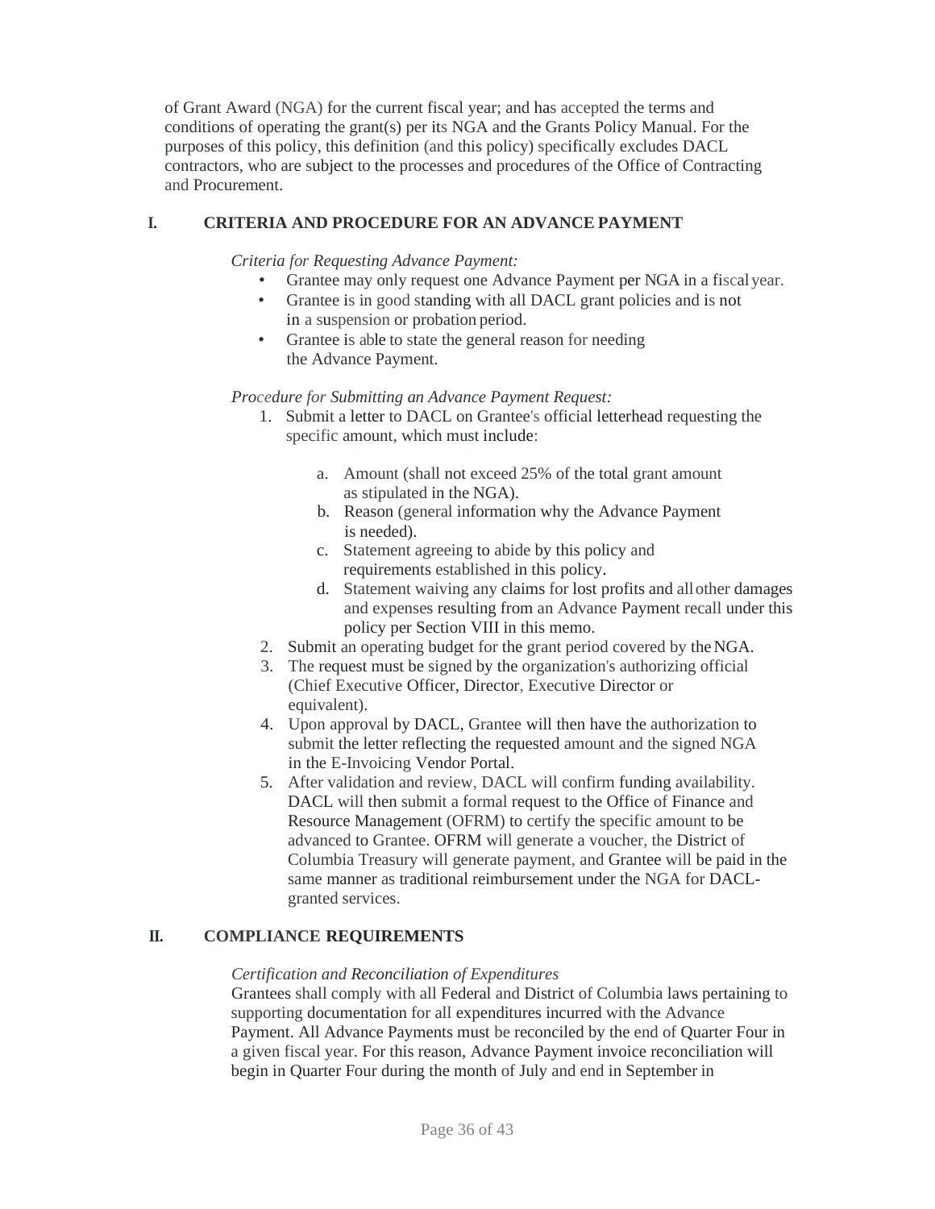of Grant Award (NGA) for the current fiscal year; and has accepted the terms and conditions of operating the grant(s) per its NGA and the Grants Policy Manual. For the purposes of this policy, this definition (and this policy) specifically excludes DACL contractors, who are subject to the processes and procedures of the Office of Contracting and Procurement.

## I. CRITERIA AND PROCEDURE FOR AN ADVANCE PAYMENT

*Criteria for Requesting Advance Payment:*

- Grantee may only request one Advance Payment per NGA in a fiscal year.
- Grantee is in good standing with all DACL grant policies and is not in a suspension or probation period.
- Grantee is able to state the general reason for needing the Advance Payment.

*Procedure for Submitting an Advance Payment Request:*

1. Submit a letter to DACL on Grantee's official letterhead requesting the specific amount, which must include:
   a. Amount (shall not exceed 25% of the total grant amount as stipulated in the NGA).
   b. Reason (general information why the Advance Payment is needed).
   c. Statement agreeing to abide by this policy and requirements established in this policy.
   d. Statement waiving any claims for lost profits and all other damages and expenses resulting from an Advance Payment recall under this policy per Section VIII in this memo.
2. Submit an operating budget for the grant period covered by the NGA.
3. The request must be signed by the organization's authorizing official (Chief Executive Officer, Director, Executive Director or equivalent).
4. Upon approval by DACL, Grantee will then have the authorization to submit the letter reflecting the requested amount and the signed NGA in the E-Invoicing Vendor Portal.
5. After validation and review, DACL will confirm funding availability. DACL will then submit a formal request to the Office of Finance and Resource Management (OFRM) to certify the specific amount to be advanced to Grantee. OFRM will generate a voucher, the District of Columbia Treasury will generate payment, and Grantee will be paid in the same manner as traditional reimbursement under the NGA for DACL-granted services.

## II. COMPLIANCE REQUIREMENTS

*Certification and Reconciliation of Expenditures*

Grantees shall comply with all Federal and District of Columbia laws pertaining to supporting documentation for all expenditures incurred with the Advance Payment. All Advance Payments must be reconciled by the end of Quarter Four in a given fiscal year. For this reason, Advance Payment invoice reconciliation will begin in Quarter Four during the month of July and end in September in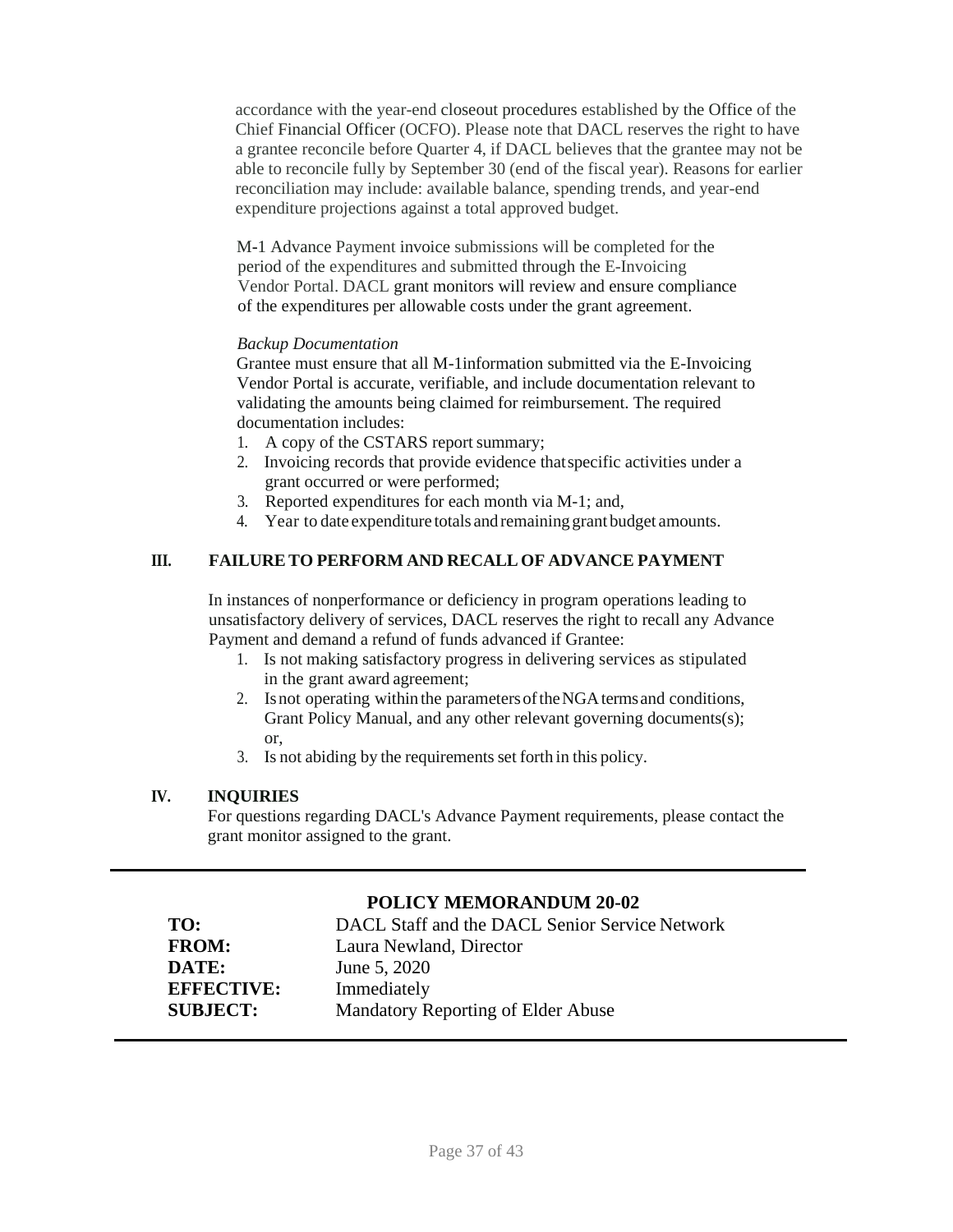accordance with the year-end closeout procedures established by the Office of the Chief Financial Officer (OCFO). Please note that DACL reserves the right to have a grantee reconcile before Quarter 4, if DACL believes that the grantee may not be able to reconcile fully by September 30 (end of the fiscal year). Reasons for earlier reconciliation may include: available balance, spending trends, and year-end expenditure projections against a total approved budget.

M-1 Advance Payment invoice submissions will be completed for the period of the expenditures and submitted through the E-Invoicing Vendor Portal. DACL grant monitors will review and ensure compliance of the expenditures per allowable costs under the grant agreement.

*Backup Documentation*

Grantee must ensure that all M-1information submitted via the E-Invoicing Vendor Portal is accurate, verifiable, and include documentation relevant to validating the amounts being claimed for reimbursement. The required documentation includes:

1. A copy of the CSTARS report summary;
2. Invoicing records that provide evidence thatspecific activities under a grant occurred or were performed;
3. Reported expenditures for each month via M-1; and,
4. Year to date expenditure totals and remaining grant budget amounts.

## III. FAILURE TO PERFORM AND RECALL OF ADVANCE PAYMENT

In instances of nonperformance or deficiency in program operations leading to unsatisfactory delivery of services, DACL reserves the right to recall any Advance Payment and demand a refund of funds advanced if Grantee:

1. Is not making satisfactory progress in delivering services as stipulated in the grant award agreement;
2. Is not operating within the parameters of the NGA terms and conditions, Grant Policy Manual, and any other relevant governing documents(s); or,
3. Is not abiding by the requirements set forth in this policy.

## IV. INQUIRIES

For questions regarding DACL's Advance Payment requirements, please contact the grant monitor assigned to the grant.

---

## POLICY MEMORANDUM 20-02

**TO:** DACL Staff and the DACL Senior Service Network
**FROM:** Laura Newland, Director
**DATE:** June 5, 2020
**EFFECTIVE:** Immediately
**SUBJECT:** Mandatory Reporting of Elder Abuse

---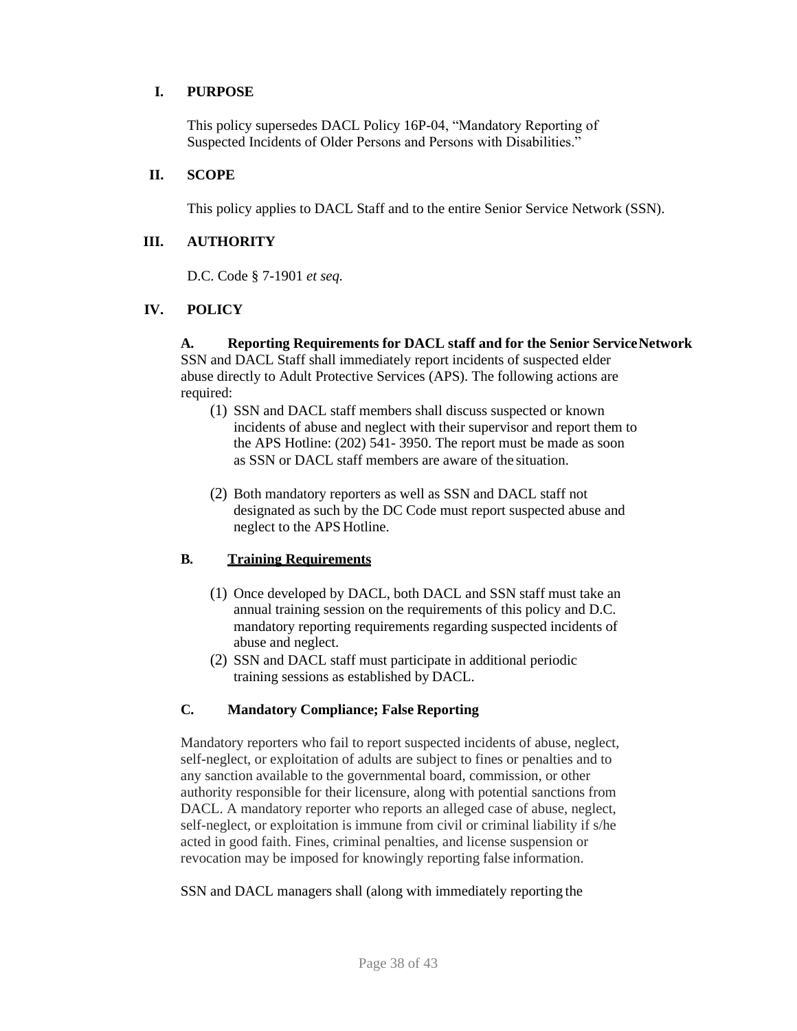## I. PURPOSE

This policy supersedes DACL Policy 16P-04, "Mandatory Reporting of Suspected Incidents of Older Persons and Persons with Disabilities."

## II. SCOPE

This policy applies to DACL Staff and to the entire Senior Service Network (SSN).

## III. AUTHORITY

D.C. Code § 7-1901 *et seq.*

## IV. POLICY

### A. Reporting Requirements for DACL staff and for the Senior Service Network

SSN and DACL Staff shall immediately report incidents of suspected elder abuse directly to Adult Protective Services (APS). The following actions are required:

(1) SSN and DACL staff members shall discuss suspected or known incidents of abuse and neglect with their supervisor and report them to the APS Hotline: (202) 541- 3950. The report must be made as soon as SSN or DACL staff members are aware of the situation.

(2) Both mandatory reporters as well as SSN and DACL staff not designated as such by the DC Code must report suspected abuse and neglect to the APS Hotline.

### B. Training Requirements

(1) Once developed by DACL, both DACL and SSN staff must take an annual training session on the requirements of this policy and D.C. mandatory reporting requirements regarding suspected incidents of abuse and neglect.

(2) SSN and DACL staff must participate in additional periodic training sessions as established by DACL.

### C. Mandatory Compliance; False Reporting

Mandatory reporters who fail to report suspected incidents of abuse, neglect, self-neglect, or exploitation of adults are subject to fines or penalties and to any sanction available to the governmental board, commission, or other authority responsible for their licensure, along with potential sanctions from DACL. A mandatory reporter who reports an alleged case of abuse, neglect, self-neglect, or exploitation is immune from civil or criminal liability if s/he acted in good faith. Fines, criminal penalties, and license suspension or revocation may be imposed for knowingly reporting false information.

SSN and DACL managers shall (along with immediately reporting the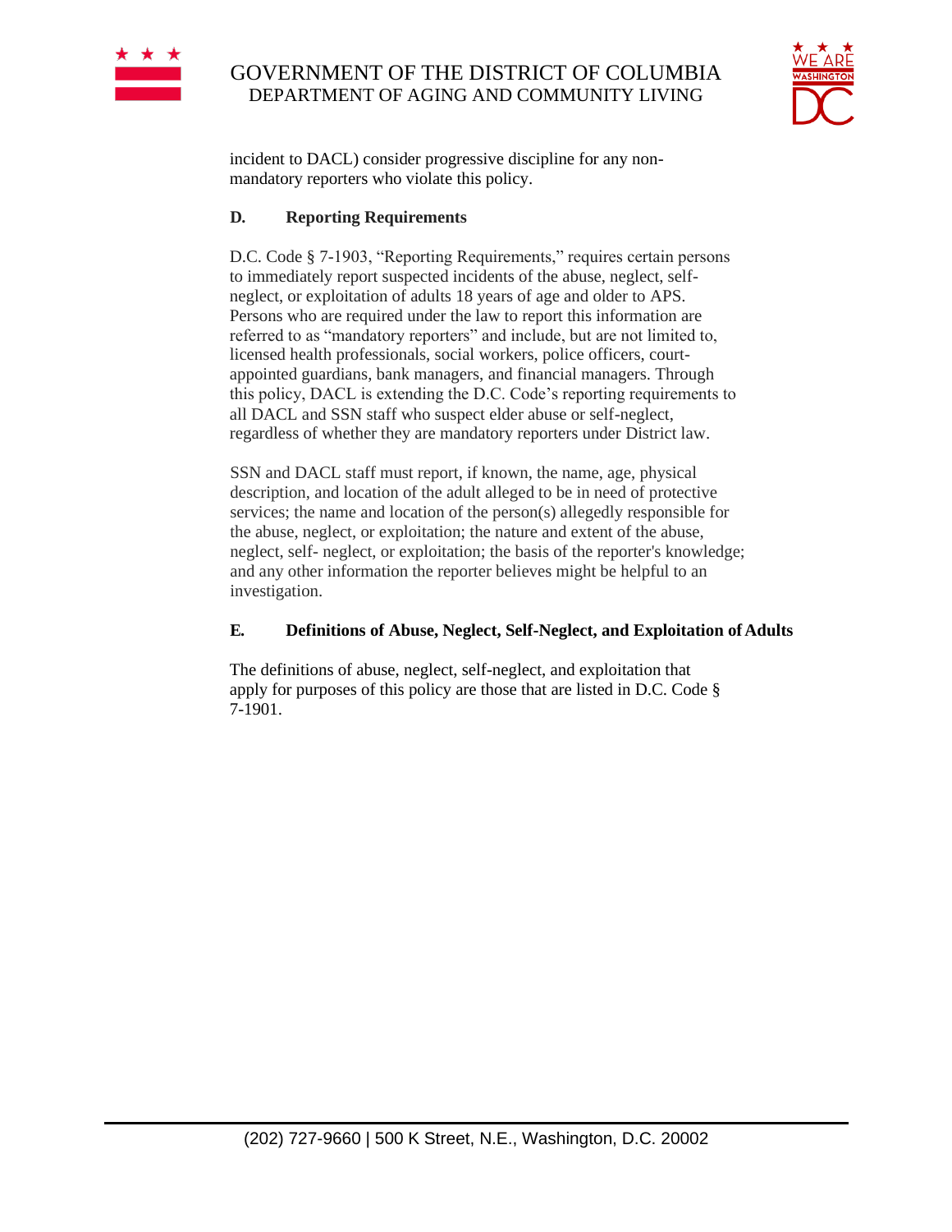incident to DACL) consider progressive discipline for any non-mandatory reporters who violate this policy.

**D. Reporting Requirements**

D.C. Code § 7-1903, "Reporting Requirements," requires certain persons to immediately report suspected incidents of the abuse, neglect, self-neglect, or exploitation of adults 18 years of age and older to APS. Persons who are required under the law to report this information are referred to as "mandatory reporters" and include, but are not limited to, licensed health professionals, social workers, police officers, court-appointed guardians, bank managers, and financial managers. Through this policy, DACL is extending the D.C. Code's reporting requirements to all DACL and SSN staff who suspect elder abuse or self-neglect, regardless of whether they are mandatory reporters under District law.

SSN and DACL staff must report, if known, the name, age, physical description, and location of the adult alleged to be in need of protective services; the name and location of the person(s) allegedly responsible for the abuse, neglect, or exploitation; the nature and extent of the abuse, neglect, self- neglect, or exploitation; the basis of the reporter's knowledge; and any other information the reporter believes might be helpful to an investigation.

**E. Definitions of Abuse, Neglect, Self-Neglect, and Exploitation of Adults**

The definitions of abuse, neglect, self-neglect, and exploitation that apply for purposes of this policy are those that are listed in D.C. Code § 7-1901.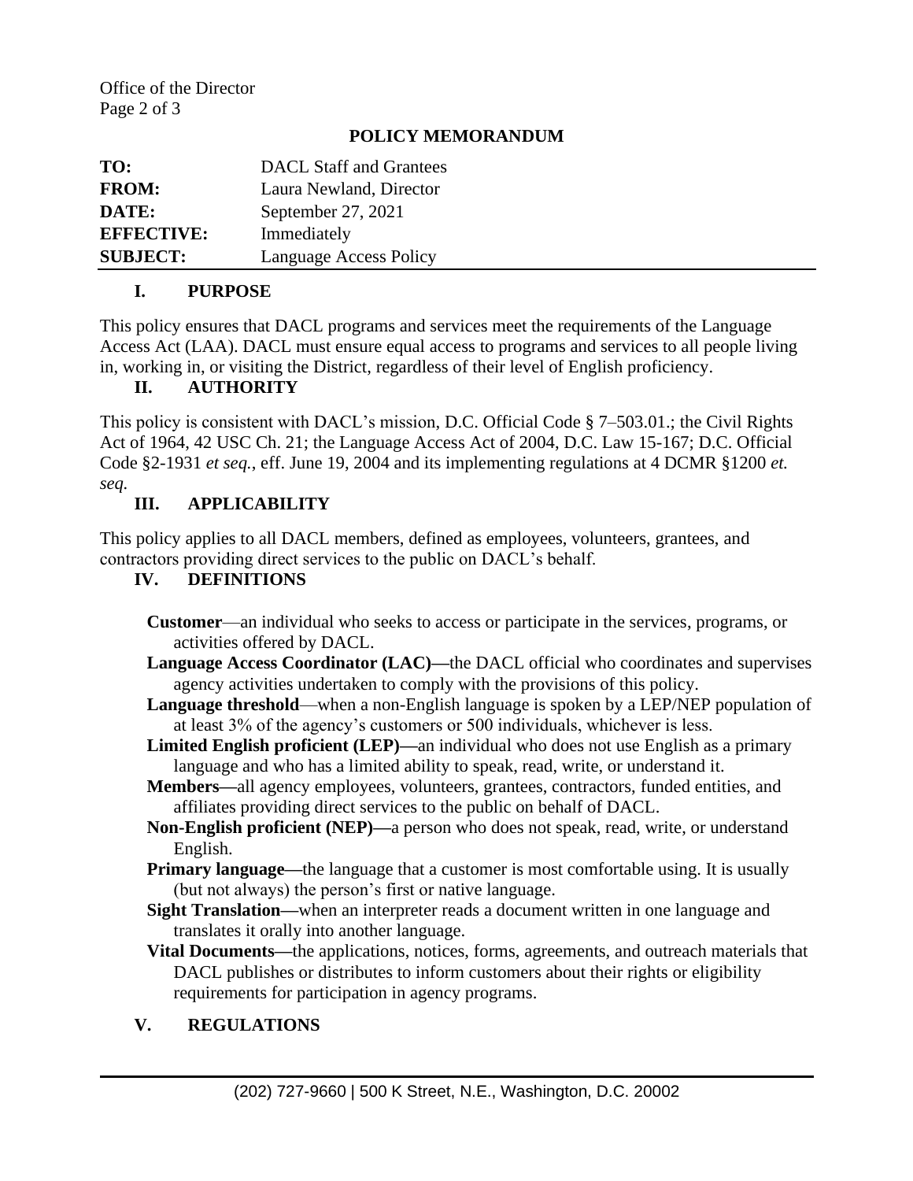Office of the Director

## POLICY MEMORANDUM

| | |
|---|---|
| **TO:** | DACL Staff and Grantees |
| **FROM:** | Laura Newland, Director |
| **DATE:** | September 27, 2021 |
| **EFFECTIVE:** | Immediately |
| **SUBJECT:** | Language Access Policy |

### I. PURPOSE

This policy ensures that DACL programs and services meet the requirements of the Language Access Act (LAA). DACL must ensure equal access to programs and services to all people living in, working in, or visiting the District, regardless of their level of English proficiency.

### II. AUTHORITY

This policy is consistent with DACL's mission, D.C. Official Code § 7–503.01.; the Civil Rights Act of 1964, 42 USC Ch. 21; the Language Access Act of 2004, D.C. Law 15-167; D.C. Official Code §2-1931 *et seq.*, eff. June 19, 2004 and its implementing regulations at 4 DCMR §1200 *et. seq.*

### III. APPLICABILITY

This policy applies to all DACL members, defined as employees, volunteers, grantees, and contractors providing direct services to the public on DACL's behalf.

### IV. DEFINITIONS

**Customer**—an individual who seeks to access or participate in the services, programs, or activities offered by DACL.

**Language Access Coordinator (LAC)—**the DACL official who coordinates and supervises agency activities undertaken to comply with the provisions of this policy.

**Language threshold**—when a non-English language is spoken by a LEP/NEP population of at least 3% of the agency's customers or 500 individuals, whichever is less.

**Limited English proficient (LEP)—**an individual who does not use English as a primary language and who has a limited ability to speak, read, write, or understand it.

**Members—**all agency employees, volunteers, grantees, contractors, funded entities, and affiliates providing direct services to the public on behalf of DACL.

**Non-English proficient (NEP)—**a person who does not speak, read, write, or understand English.

**Primary language—**the language that a customer is most comfortable using. It is usually (but not always) the person's first or native language.

**Sight Translation—**when an interpreter reads a document written in one language and translates it orally into another language.

**Vital Documents—**the applications, notices, forms, agreements, and outreach materials that DACL publishes or distributes to inform customers about their rights or eligibility requirements for participation in agency programs.

### V. REGULATIONS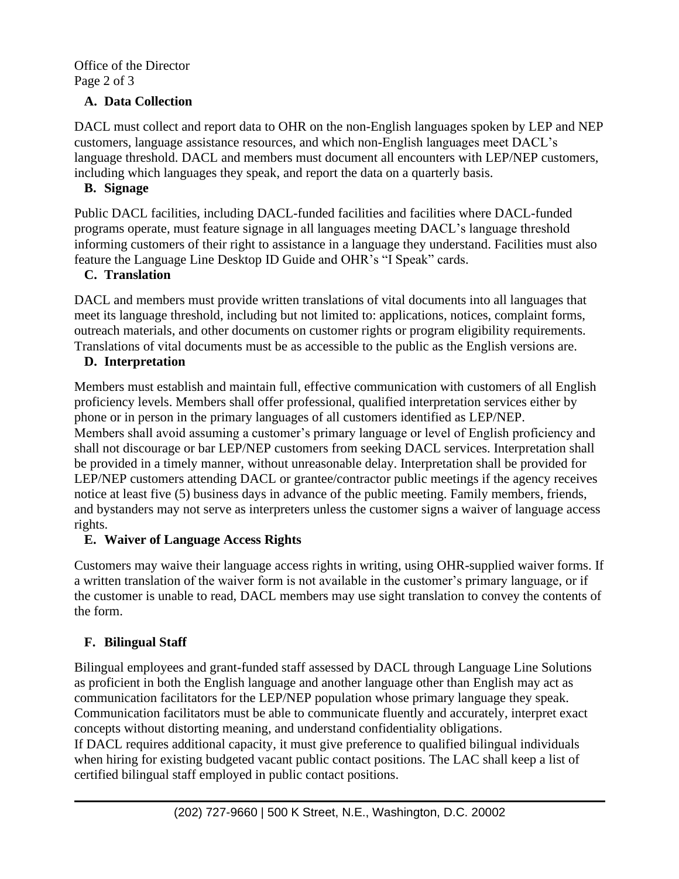**A. Data Collection**

DACL must collect and report data to OHR on the non-English languages spoken by LEP and NEP customers, language assistance resources, and which non-English languages meet DACL's language threshold. DACL and members must document all encounters with LEP/NEP customers, including which languages they speak, and report the data on a quarterly basis.

**B. Signage**

Public DACL facilities, including DACL-funded facilities and facilities where DACL-funded programs operate, must feature signage in all languages meeting DACL's language threshold informing customers of their right to assistance in a language they understand. Facilities must also feature the Language Line Desktop ID Guide and OHR's "I Speak" cards.

**C. Translation**

DACL and members must provide written translations of vital documents into all languages that meet its language threshold, including but not limited to: applications, notices, complaint forms, outreach materials, and other documents on customer rights or program eligibility requirements. Translations of vital documents must be as accessible to the public as the English versions are.

**D. Interpretation**

Members must establish and maintain full, effective communication with customers of all English proficiency levels. Members shall offer professional, qualified interpretation services either by phone or in person in the primary languages of all customers identified as LEP/NEP.
Members shall avoid assuming a customer's primary language or level of English proficiency and shall not discourage or bar LEP/NEP customers from seeking DACL services. Interpretation shall be provided in a timely manner, without unreasonable delay. Interpretation shall be provided for LEP/NEP customers attending DACL or grantee/contractor public meetings if the agency receives notice at least five (5) business days in advance of the public meeting. Family members, friends, and bystanders may not serve as interpreters unless the customer signs a waiver of language access rights.

**E. Waiver of Language Access Rights**

Customers may waive their language access rights in writing, using OHR-supplied waiver forms. If a written translation of the waiver form is not available in the customer's primary language, or if the customer is unable to read, DACL members may use sight translation to convey the contents of the form.

**F. Bilingual Staff**

Bilingual employees and grant-funded staff assessed by DACL through Language Line Solutions as proficient in both the English language and another language other than English may act as communication facilitators for the LEP/NEP population whose primary language they speak. Communication facilitators must be able to communicate fluently and accurately, interpret exact concepts without distorting meaning, and understand confidentiality obligations.
If DACL requires additional capacity, it must give preference to qualified bilingual individuals when hiring for existing budgeted vacant public contact positions. The LAC shall keep a list of certified bilingual staff employed in public contact positions.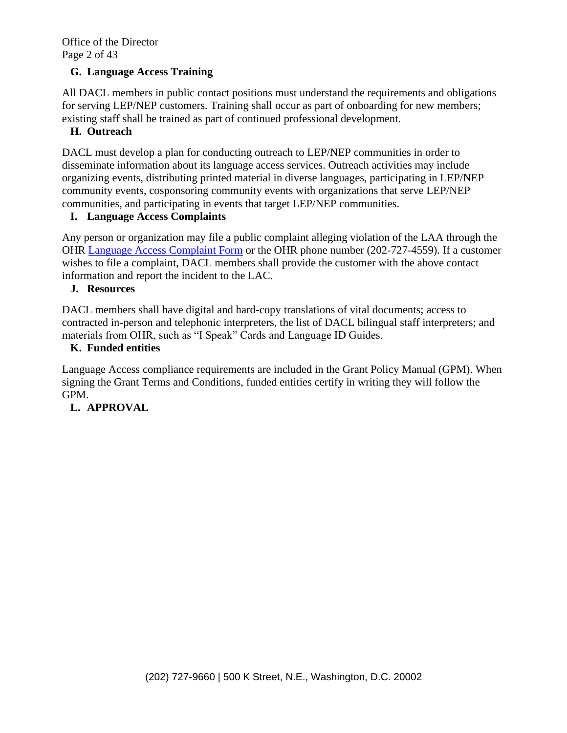### G. Language Access Training

All DACL members in public contact positions must understand the requirements and obligations for serving LEP/NEP customers. Training shall occur as part of onboarding for new members; existing staff shall be trained as part of continued professional development.

### H. Outreach

DACL must develop a plan for conducting outreach to LEP/NEP communities in order to disseminate information about its language access services. Outreach activities may include organizing events, distributing printed material in diverse languages, participating in LEP/NEP community events, cosponsoring community events with organizations that serve LEP/NEP communities, and participating in events that target LEP/NEP communities.

### I. Language Access Complaints

Any person or organization may file a public complaint alleging violation of the LAA through the OHR Language Access Complaint Form or the OHR phone number (202-727-4559). If a customer wishes to file a complaint, DACL members shall provide the customer with the above contact information and report the incident to the LAC.

### J. Resources

DACL members shall have digital and hard-copy translations of vital documents; access to contracted in-person and telephonic interpreters, the list of DACL bilingual staff interpreters; and materials from OHR, such as "I Speak" Cards and Language ID Guides.

### K. Funded entities

Language Access compliance requirements are included in the Grant Policy Manual (GPM). When signing the Grant Terms and Conditions, funded entities certify in writing they will follow the GPM.

### L. APPROVAL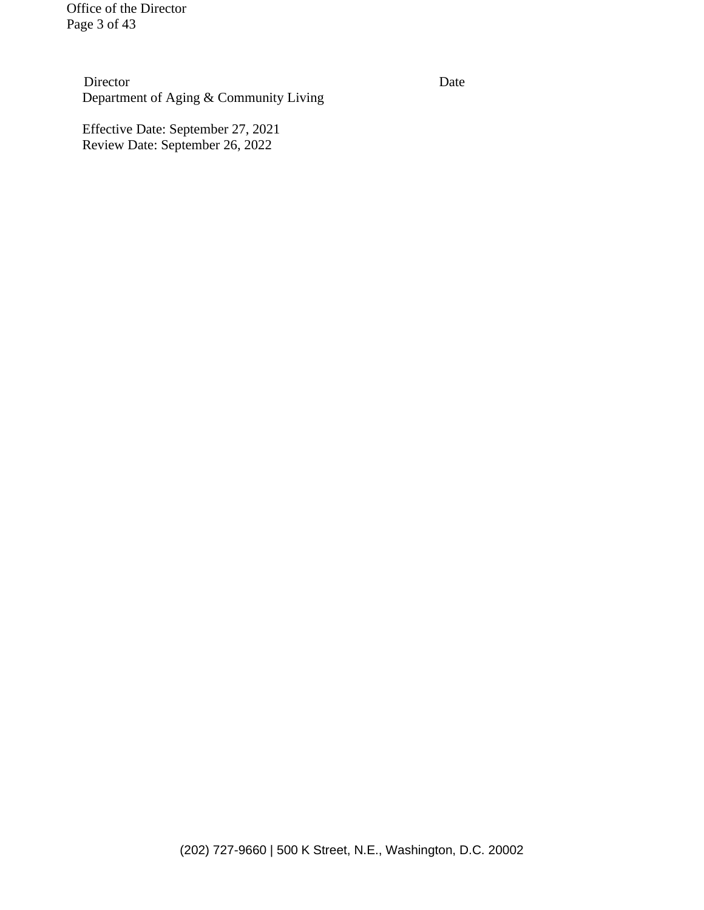Director Date
Department of Aging & Community Living

Effective Date: September 27, 2021
Review Date: September 26, 2022